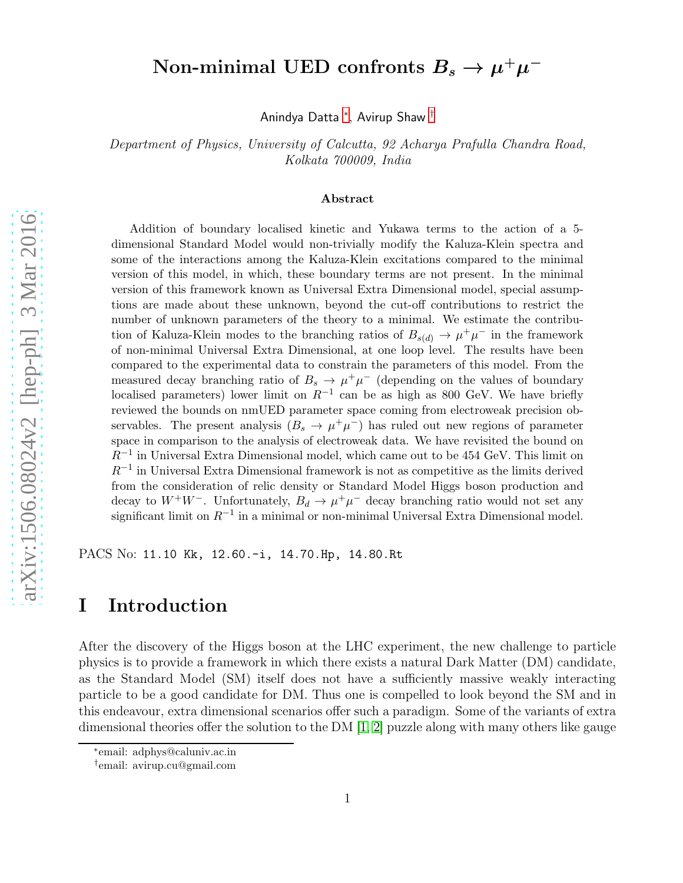# Non-minimal UED confronts $B_s \to \mu^+\mu^-$

Anindya Datta [*], Avirup Shaw [†]

*Department of Physics, University of Calcutta, 92 Acharya Prafulla Chandra Road, Kolkata 700009, India*

### Abstract

Addition of boundary localised kinetic and Yukawa terms to the action of a 5-dimensional Standard Model would non-trivially modify the Kaluza-Klein spectra and some of the interactions among the Kaluza-Klein excitations compared to the minimal version of this model, in which, these boundary terms are not present. In the minimal version of this framework known as Universal Extra Dimensional model, special assumptions are made about these unknown, beyond the cut-off contributions to restrict the number of unknown parameters of the theory to a minimal. We estimate the contribution of Kaluza-Klein modes to the branching ratios of $B_{s(d)} \to \mu^+\mu^-$ in the framework of non-minimal Universal Extra Dimensional, at one loop level. The results have been compared to the experimental data to constrain the parameters of this model. From the measured decay branching ratio of $B_s \to \mu^+\mu^-$ (depending on the values of boundary localised parameters) lower limit on $R^{-1}$ can be as high as 800 GeV. We have briefly reviewed the bounds on nmUED parameter space coming from electroweak precision observables. The present analysis ($B_s \to \mu^+\mu^-$) has ruled out new regions of parameter space in comparison to the analysis of electroweak data. We have revisited the bound on $R^{-1}$ in Universal Extra Dimensional model, which came out to be 454 GeV. This limit on $R^{-1}$ in Universal Extra Dimensional framework is not as competitive as the limits derived from the consideration of relic density or Standard Model Higgs boson production and decay to $W^+W^-$. Unfortunately, $B_d \to \mu^+\mu^-$ decay branching ratio would not set any significant limit on $R^{-1}$ in a minimal or non-minimal Universal Extra Dimensional model.

PACS No: 11.10 Kk, 12.60.-i, 14.70.Hp, 14.80.Rt

# I Introduction

After the discovery of the Higgs boson at the LHC experiment, the new challenge to particle physics is to provide a framework in which there exists a natural Dark Matter (DM) candidate, as the Standard Model (SM) itself does not have a sufficiently massive weakly interacting particle to be a good candidate for DM. Thus one is compelled to look beyond the SM and in this endeavour, extra dimensional scenarios offer such a paradigm. Some of the variants of extra dimensional theories offer the solution to the DM [1, 2] puzzle along with many others like gauge

[*] email: adphys@caluniv.ac.in

[†] email: avirup.cu@gmail.com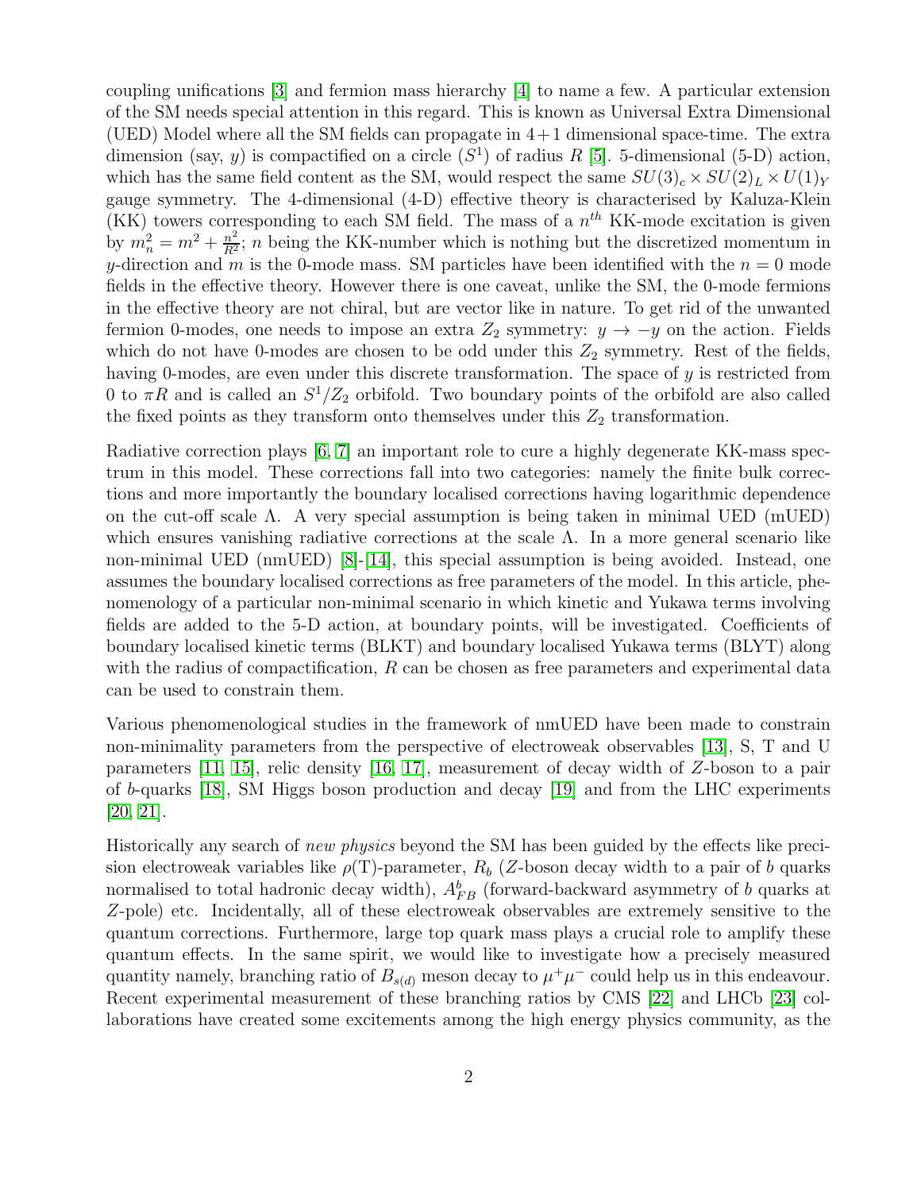coupling unifications [3] and fermion mass hierarchy [4] to name a few. A particular extension of the SM needs special attention in this regard. This is known as Universal Extra Dimensional (UED) Model where all the SM fields can propagate in $4+1$ dimensional space-time. The extra dimension (say, $y$) is compactified on a circle ($S^1$) of radius $R$ [5]. 5-dimensional (5-D) action, which has the same field content as the SM, would respect the same $SU(3)_c \times SU(2)_L \times U(1)_Y$ gauge symmetry. The 4-dimensional (4-D) effective theory is characterised by Kaluza-Klein (KK) towers corresponding to each SM field. The mass of a $n^{th}$ KK-mode excitation is given by $m_n^2 = m^2 + \frac{n^2}{R^2}$; $n$ being the KK-number which is nothing but the discretized momentum in $y$-direction and $m$ is the 0-mode mass. SM particles have been identified with the $n = 0$ mode fields in the effective theory. However there is one caveat, unlike the SM, the 0-mode fermions in the effective theory are not chiral, but are vector like in nature. To get rid of the unwanted fermion 0-modes, one needs to impose an extra $Z_2$ symmetry: $y \to -y$ on the action. Fields which do not have 0-modes are chosen to be odd under this $Z_2$ symmetry. Rest of the fields, having 0-modes, are even under this discrete transformation. The space of $y$ is restricted from 0 to $\pi R$ and is called an $S^1/Z_2$ orbifold. Two boundary points of the orbifold are also called the fixed points as they transform onto themselves under this $Z_2$ transformation.

Radiative correction plays [6, 7] an important role to cure a highly degenerate KK-mass spectrum in this model. These corrections fall into two categories: namely the finite bulk corrections and more importantly the boundary localised corrections having logarithmic dependence on the cut-off scale $\Lambda$. A very special assumption is being taken in minimal UED (mUED) which ensures vanishing radiative corrections at the scale $\Lambda$. In a more general scenario like non-minimal UED (nmUED) [8]-[14], this special assumption is being avoided. Instead, one assumes the boundary localised corrections as free parameters of the model. In this article, phenomenology of a particular non-minimal scenario in which kinetic and Yukawa terms involving fields are added to the 5-D action, at boundary points, will be investigated. Coefficients of boundary localised kinetic terms (BLKT) and boundary localised Yukawa terms (BLYT) along with the radius of compactification, $R$ can be chosen as free parameters and experimental data can be used to constrain them.

Various phenomenological studies in the framework of nmUED have been made to constrain non-minimality parameters from the perspective of electroweak observables [13], S, T and U parameters [11, 15], relic density [16, 17], measurement of decay width of $Z$-boson to a pair of $b$-quarks [18], SM Higgs boson production and decay [19] and from the LHC experiments [20, 21].

Historically any search of *new physics* beyond the SM has been guided by the effects like precision electroweak variables like $\rho$(T)-parameter, $R_b$ ($Z$-boson decay width to a pair of $b$ quarks normalised to total hadronic decay width), $A_{FB}^b$ (forward-backward asymmetry of $b$ quarks at $Z$-pole) etc. Incidentally, all of these electroweak observables are extremely sensitive to the quantum corrections. Furthermore, large top quark mass plays a crucial role to amplify these quantum effects. In the same spirit, we would like to investigate how a precisely measured quantity namely, branching ratio of $B_{s(d)}$ meson decay to $\mu^+\mu^-$ could help us in this endeavour. Recent experimental measurement of these branching ratios by CMS [22] and LHCb [23] collaborations have created some excitements among the high energy physics community, as the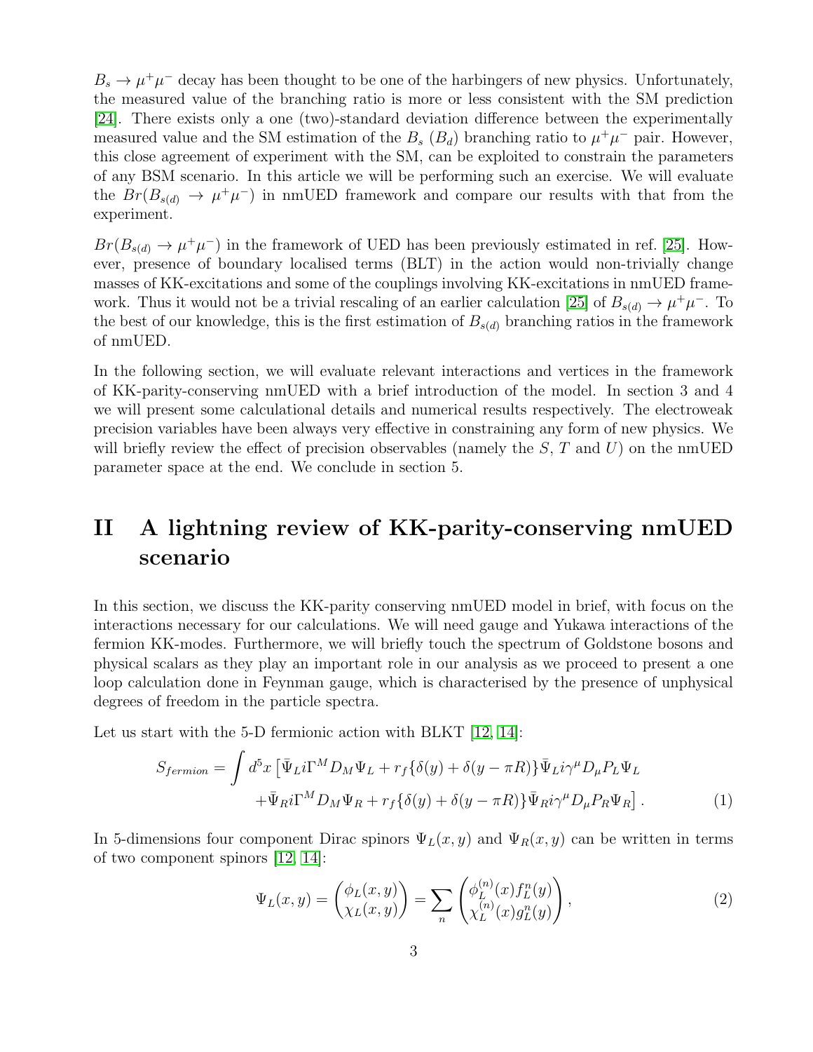$B_s \to \mu^+\mu^-$ decay has been thought to be one of the harbingers of new physics. Unfortunately, the measured value of the branching ratio is more or less consistent with the SM prediction [24]. There exists only a one (two)-standard deviation difference between the experimentally measured value and the SM estimation of the $B_s$ ($B_d$) branching ratio to $\mu^+\mu^-$ pair. However, this close agreement of experiment with the SM, can be exploited to constrain the parameters of any BSM scenario. In this article we will be performing such an exercise. We will evaluate the $Br(B_{s(d)} \to \mu^+\mu^-)$ in nmUED framework and compare our results with that from the experiment.

$Br(B_{s(d)} \to \mu^+\mu^-)$ in the framework of UED has been previously estimated in ref. [25]. However, presence of boundary localised terms (BLT) in the action would non-trivially change masses of KK-excitations and some of the couplings involving KK-excitations in nmUED framework. Thus it would not be a trivial rescaling of an earlier calculation [25] of $B_{s(d)} \to \mu^+\mu^-$. To the best of our knowledge, this is the first estimation of $B_{s(d)}$ branching ratios in the framework of nmUED.

In the following section, we will evaluate relevant interactions and vertices in the framework of KK-parity-conserving nmUED with a brief introduction of the model. In section 3 and 4 we will present some calculational details and numerical results respectively. The electroweak precision variables have been always very effective in constraining any form of new physics. We will briefly review the effect of precision observables (namely the $S$, $T$ and $U$) on the nmUED parameter space at the end. We conclude in section 5.

# II A lightning review of KK-parity-conserving nmUED scenario

In this section, we discuss the KK-parity conserving nmUED model in brief, with focus on the interactions necessary for our calculations. We will need gauge and Yukawa interactions of the fermion KK-modes. Furthermore, we will briefly touch the spectrum of Goldstone bosons and physical scalars as they play an important role in our analysis as we proceed to present a one loop calculation done in Feynman gauge, which is characterised by the presence of unphysical degrees of freedom in the particle spectra.

Let us start with the 5-D fermionic action with BLKT [12, 14]:

$$S_{fermion} = \int d^5x \left[\bar{\Psi}_L i\Gamma^M D_M \Psi_L + r_f\{\delta(y) + \delta(y - \pi R)\}\bar{\Psi}_L i\gamma^\mu D_\mu P_L \Psi_L \right.$$
$$\left. + \bar{\Psi}_R i\Gamma^M D_M \Psi_R + r_f\{\delta(y) + \delta(y - \pi R)\}\bar{\Psi}_R i\gamma^\mu D_\mu P_R \Psi_R\right]. \tag{1}$$

In 5-dimensions four component Dirac spinors $\Psi_L(x,y)$ and $\Psi_R(x,y)$ can be written in terms of two component spinors [12, 14]:

$$\Psi_L(x,y) = \begin{pmatrix} \phi_L(x,y) \\ \chi_L(x,y) \end{pmatrix} = \sum_n \begin{pmatrix} \phi_L^{(n)}(x) f_L^n(y) \\ \chi_L^{(n)}(x) g_L^n(y) \end{pmatrix}, \tag{2}$$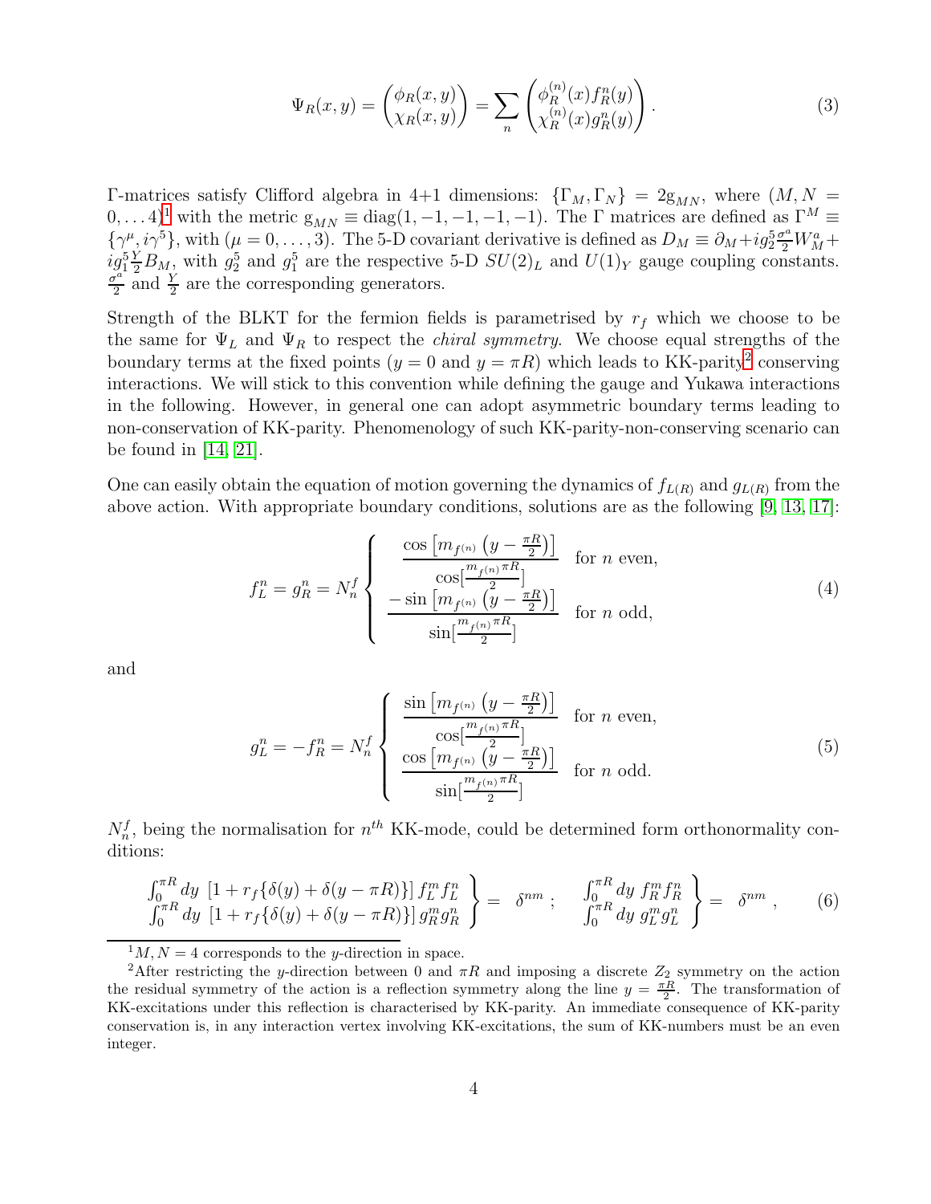$$\Psi_R(x,y) = \begin{pmatrix} \phi_R(x,y) \\ \chi_R(x,y) \end{pmatrix} = \sum_n \begin{pmatrix} \phi_R^{(n)}(x) f_R^n(y) \\ \chi_R^{(n)}(x) g_R^n(y) \end{pmatrix}. \tag{3}$$

$\Gamma$-matrices satisfy Clifford algebra in 4+1 dimensions: $\{\Gamma_M, \Gamma_N\} = 2\mathrm{g}_{MN}$, where $(M, N = 0, \ldots 4)$[1] with the metric $\mathrm{g}_{MN} \equiv \mathrm{diag}(1, -1, -1, -1, -1)$. The $\Gamma$ matrices are defined as $\Gamma^M \equiv \{\gamma^\mu, i\gamma^5\}$, with $(\mu = 0, \ldots, 3)$. The 5-D covariant derivative is defined as $D_M \equiv \partial_M + i g_2^5 \frac{\sigma^a}{2} W_M^a + i g_1^5 \frac{Y}{2} B_M$, with $g_2^5$ and $g_1^5$ are the respective 5-D $SU(2)_L$ and $U(1)_Y$ gauge coupling constants. $\frac{\sigma^a}{2}$ and $\frac{Y}{2}$ are the corresponding generators.

Strength of the BLKT for the fermion fields is parametrised by $r_f$ which we choose to be the same for $\Psi_L$ and $\Psi_R$ to respect the *chiral symmetry*. We choose equal strengths of the boundary terms at the fixed points ($y = 0$ and $y = \pi R$) which leads to KK-parity[2] conserving interactions. We will stick to this convention while defining the gauge and Yukawa interactions in the following. However, in general one can adopt asymmetric boundary terms leading to non-conservation of KK-parity. Phenomenology of such KK-parity-non-conserving scenario can be found in [14, 21].

One can easily obtain the equation of motion governing the dynamics of $f_{L(R)}$ and $g_{L(R)}$ from the above action. With appropriate boundary conditions, solutions are as the following [9, 13, 17]:

$$f_L^n = g_R^n = N_n^f \left\{ \begin{array}{ll} \dfrac{\cos\left[m_{f^{(n)}}\left(y - \frac{\pi R}{2}\right)\right]}{\cos\left[\frac{m_{f^{(n)}} \pi R}{2}\right]} & \text{for } n \text{ even,} \\[2ex] \dfrac{-\sin\left[m_{f^{(n)}}\left(y - \frac{\pi R}{2}\right)\right]}{\sin\left[\frac{m_{f^{(n)}} \pi R}{2}\right]} & \text{for } n \text{ odd,} \end{array} \right. \tag{4}$$

and

$$g_L^n = -f_R^n = N_n^f \left\{ \begin{array}{ll} \dfrac{\sin\left[m_{f^{(n)}}\left(y - \frac{\pi R}{2}\right)\right]}{\cos\left[\frac{m_{f^{(n)}} \pi R}{2}\right]} & \text{for } n \text{ even,} \\[2ex] \dfrac{\cos\left[m_{f^{(n)}}\left(y - \frac{\pi R}{2}\right)\right]}{\sin\left[\frac{m_{f^{(n)}} \pi R}{2}\right]} & \text{for } n \text{ odd.} \end{array} \right. \tag{5}$$

$N_n^f$, being the normalisation for $n^{th}$ KK-mode, could be determined form orthonormality conditions:

$$\left. \begin{array}{l} \int_0^{\pi R} dy\ \left[1 + r_f\{\delta(y) + \delta(y - \pi R)\}\right] f_L^m f_L^n \\ \int_0^{\pi R} dy\ \left[1 + r_f\{\delta(y) + \delta(y - \pi R)\}\right] g_R^m g_R^n \end{array} \right\} = \ \delta^{nm}\ ; \quad \left. \begin{array}{l} \int_0^{\pi R} dy\ f_R^m f_R^n \\ \int_0^{\pi R} dy\ g_L^m g_L^n \end{array} \right\} = \ \delta^{nm}\ , \tag{6}$$

---

[1] $M, N = 4$ corresponds to the $y$-direction in space.

[2] After restricting the $y$-direction between 0 and $\pi R$ and imposing a discrete $Z_2$ symmetry on the action the residual symmetry of the action is a reflection symmetry along the line $y = \frac{\pi R}{2}$. The transformation of KK-excitations under this reflection is characterised by KK-parity. An immediate consequence of KK-parity conservation is, in any interaction vertex involving KK-excitations, the sum of KK-numbers must be an even integer.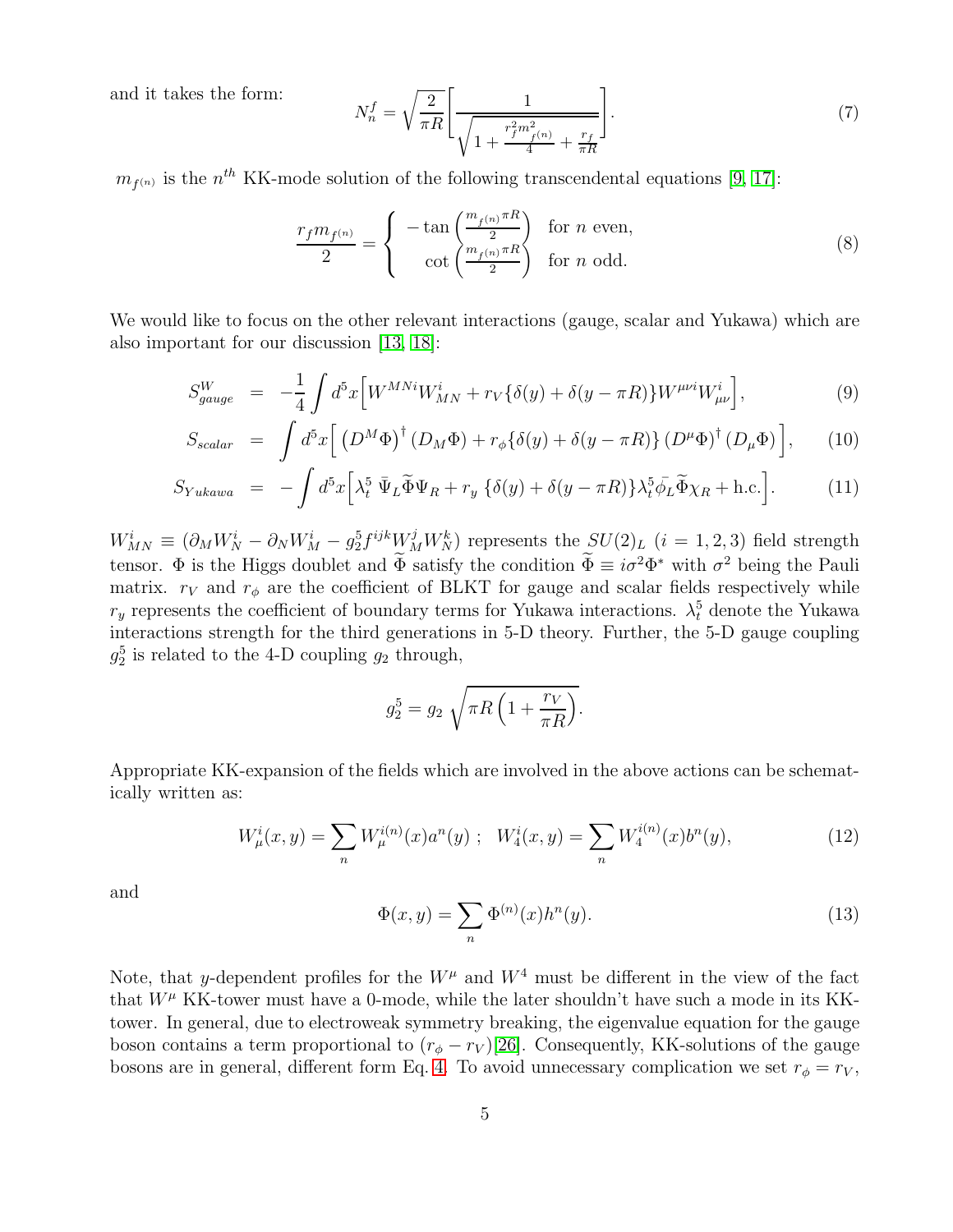and it takes the form:

$$N_n^f = \sqrt{\frac{2}{\pi R}}\left[\frac{1}{\sqrt{1+\frac{r_f^2 m_{f^{(n)}}^2}{4}+\frac{r_f}{\pi R}}}\right]. \tag{7}$$

$m_{f^{(n)}}$ is the $n^{th}$ KK-mode solution of the following transcendental equations [9, 17]:

$$\frac{r_f m_{f^{(n)}}}{2} = \begin{cases} -\tan\left(\frac{m_{f^{(n)}}\pi R}{2}\right) & \text{for } n \text{ even,} \\ \cot\left(\frac{m_{f^{(n)}}\pi R}{2}\right) & \text{for } n \text{ odd.} \end{cases} \tag{8}$$

We would like to focus on the other relevant interactions (gauge, scalar and Yukawa) which are also important for our discussion [13, 18]:

$$S_{gauge}^{W} = -\frac{1}{4}\int d^5x\Big[W^{MNi}W_{MN}^{i} + r_V\{\delta(y)+\delta(y-\pi R)\}W^{\mu\nu i}W_{\mu\nu}^{i}\Big], \tag{9}$$

$$S_{scalar} = \int d^5x\Big[\left(D^M\Phi\right)^{\dagger}\left(D_M\Phi\right) + r_\phi\{\delta(y)+\delta(y-\pi R)\}\left(D^\mu\Phi\right)^{\dagger}\left(D_\mu\Phi\right)\Big], \tag{10}$$

$$S_{Yukawa} = -\int d^5x\Big[\lambda_t^5\,\bar{\Psi}_L\widetilde{\Phi}\Psi_R + r_y\,\{\delta(y)+\delta(y-\pi R)\}\lambda_t^5\bar{\phi}_L\widetilde{\Phi}\chi_R + \text{h.c.}\Big]. \tag{11}$$

$W_{MN}^i \equiv (\partial_M W_N^i - \partial_N W_M^i - g_2^5 f^{ijk} W_M^j W_N^k)$ represents the $SU(2)_L$ $(i=1,2,3)$ field strength tensor. $\Phi$ is the Higgs doublet and $\widetilde{\Phi}$ satisfy the condition $\widetilde{\Phi} \equiv i\sigma^2\Phi^*$ with $\sigma^2$ being the Pauli matrix. $r_V$ and $r_\phi$ are the coefficient of BLKT for gauge and scalar fields respectively while $r_y$ represents the coefficient of boundary terms for Yukawa interactions. $\lambda_t^5$ denote the Yukawa interactions strength for the third generations in 5-D theory. Further, the 5-D gauge coupling $g_2^5$ is related to the 4-D coupling $g_2$ through,

$$g_2^5 = g_2\,\sqrt{\pi R\left(1+\frac{r_V}{\pi R}\right)}.$$

Appropriate KK-expansion of the fields which are involved in the above actions can be schematically written as:

$$W_\mu^i(x,y) = \sum_n W_\mu^{i(n)}(x)a^n(y)\ ;\ \ W_4^i(x,y) = \sum_n W_4^{i(n)}(x)b^n(y), \tag{12}$$

and

$$\Phi(x,y) = \sum_n \Phi^{(n)}(x)h^n(y). \tag{13}$$

Note, that $y$-dependent profiles for the $W^\mu$ and $W^4$ must be different in the view of the fact that $W^\mu$ KK-tower must have a 0-mode, while the later shouldn't have such a mode in its KK-tower. In general, due to electroweak symmetry breaking, the eigenvalue equation for the gauge boson contains a term proportional to $(r_\phi - r_V)$[26]. Consequently, KK-solutions of the gauge bosons are in general, different form Eq. 4. To avoid unnecessary complication we set $r_\phi = r_V$,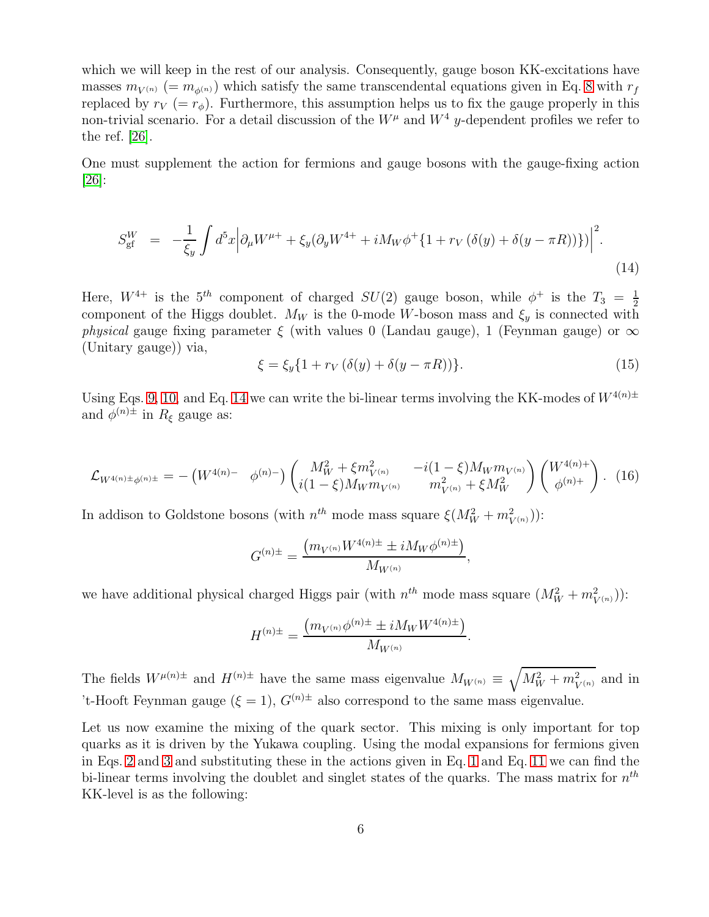which we will keep in the rest of our analysis. Consequently, gauge boson KK-excitations have masses $m_{V^{(n)}}$ $(= m_{\phi^{(n)}})$ which satisfy the same transcendental equations given in Eq. 8 with $r_f$ replaced by $r_V$ $(= r_\phi)$. Furthermore, this assumption helps us to fix the gauge properly in this non-trivial scenario. For a detail discussion of the $W^\mu$ and $W^4$ $y$-dependent profiles we refer to the ref. [26].

One must supplement the action for fermions and gauge bosons with the gauge-fixing action [26]:

$$S^W_{\rm gf} \;\; = \;\; -\frac{1}{\xi_y}\int d^5x \Big|\partial_\mu W^{\mu +} + \xi_y(\partial_y W^{4+} + iM_W\phi^+\{1 + r_V\left(\delta(y) + \delta(y-\pi R)\right)\})\Big|^2. \tag{14}$$

Here, $W^{4+}$ is the $5^{th}$ component of charged $SU(2)$ gauge boson, while $\phi^+$ is the $T_3 = \frac{1}{2}$ component of the Higgs doublet. $M_W$ is the 0-mode $W$-boson mass and $\xi_y$ is connected with *physical* gauge fixing parameter $\xi$ (with values 0 (Landau gauge), 1 (Feynman gauge) or $\infty$ (Unitary gauge)) via,

$$\xi = \xi_y\{1 + r_V\left(\delta(y) + \delta(y-\pi R)\right)\}. \tag{15}$$

Using Eqs. 9, 10, and Eq. 14 we can write the bi-linear terms involving the KK-modes of $W^{4(n)\pm}$ and $\phi^{(n)\pm}$ in $R_\xi$ gauge as:

$$\mathcal{L}_{W^{4(n)\pm}\phi^{(n)\pm}} = -\begin{pmatrix} W^{4(n)-} & \phi^{(n)-}\end{pmatrix}\begin{pmatrix} M_W^2 + \xi m^2_{V^{(n)}} & -i(1-\xi)M_W m_{V^{(n)}} \\ i(1-\xi)M_W m_{V^{(n)}} & m^2_{V^{(n)}} + \xi M_W^2\end{pmatrix}\begin{pmatrix} W^{4(n)+} \\ \phi^{(n)+}\end{pmatrix}. \tag{16}$$

In addison to Goldstone bosons (with $n^{th}$ mode mass square $\xi(M_W^2 + m^2_{V^{(n)}})$):

$$G^{(n)\pm} = \frac{\left(m_{V^{(n)}}W^{4(n)\pm} \pm iM_W\phi^{(n)\pm}\right)}{M_{W^{(n)}}},$$

we have additional physical charged Higgs pair (with $n^{th}$ mode mass square $(M_W^2 + m^2_{V^{(n)}})$):

$$H^{(n)\pm} = \frac{\left(m_{V^{(n)}}\phi^{(n)\pm} \pm iM_W W^{4(n)\pm}\right)}{M_{W^{(n)}}}.$$

The fields $W^{\mu(n)\pm}$ and $H^{(n)\pm}$ have the same mass eigenvalue $M_{W^{(n)}} \equiv \sqrt{M_W^2 + m^2_{V^{(n)}}}$ and in 't-Hooft Feynman gauge $(\xi = 1)$, $G^{(n)\pm}$ also correspond to the same mass eigenvalue.

Let us now examine the mixing of the quark sector. This mixing is only important for top quarks as it is driven by the Yukawa coupling. Using the modal expansions for fermions given in Eqs. 2 and 3 and substituting these in the actions given in Eq. 1 and Eq. 11 we can find the bi-linear terms involving the doublet and singlet states of the quarks. The mass matrix for $n^{th}$ KK-level is as the following: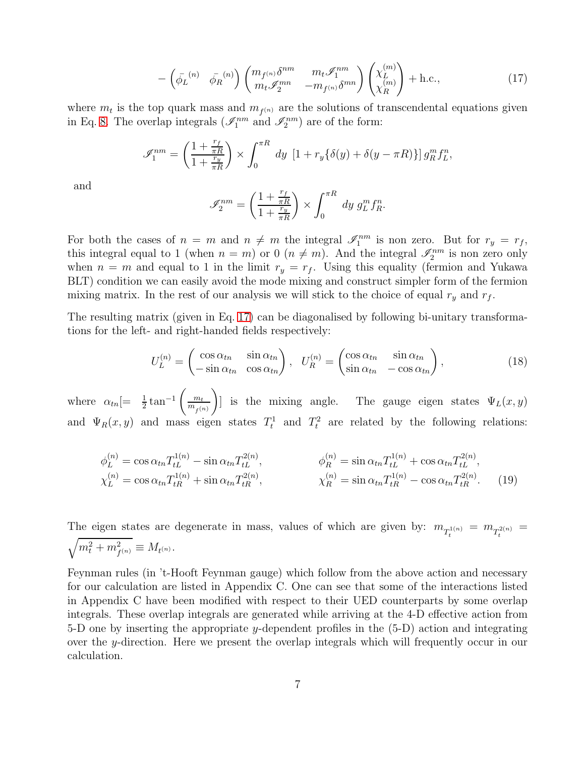$$
-\begin{pmatrix} \bar{\phi_L}^{(n)} & \bar{\phi_R}^{(n)} \end{pmatrix} \begin{pmatrix} m_{f^{(n)}}\delta^{nm} & m_t \mathscr{I}_1^{nm} \\ m_t \mathscr{I}_2^{mn} & -m_{f^{(n)}}\delta^{mn} \end{pmatrix} \begin{pmatrix} \chi_L^{(m)} \\ \chi_R^{(m)} \end{pmatrix} + \text{h.c.}, \tag{17}
$$

where $m_t$ is the top quark mass and $m_{f^{(n)}}$ are the solutions of transcendental equations given in Eq. 8. The overlap integrals ($\mathscr{I}_1^{nm}$ and $\mathscr{I}_2^{nm}$) are of the form:

$$
\mathscr{I}_1^{nm} = \left( \frac{1 + \frac{r_f}{\pi R}}{1 + \frac{r_y}{\pi R}} \right) \times \int_0^{\pi R} dy \ \left[ 1 + r_y \{ \delta(y) + \delta(y - \pi R) \} \right] g_R^m f_L^n,
$$

and

$$
\mathscr{I}_2^{nm} = \left( \frac{1 + \frac{r_f}{\pi R}}{1 + \frac{r_y}{\pi R}} \right) \times \int_0^{\pi R} dy \ g_L^m f_R^n.
$$

For both the cases of $n = m$ and $n \neq m$ the integral $\mathscr{I}_1^{nm}$ is non zero. But for $r_y = r_f$, this integral equal to 1 (when $n = m$) or 0 ($n \neq m$). And the integral $\mathscr{I}_2^{nm}$ is non zero only when $n = m$ and equal to 1 in the limit $r_y = r_f$. Using this equality (fermion and Yukawa BLT) condition we can easily avoid the mode mixing and construct simpler form of the fermion mixing matrix. In the rest of our analysis we will stick to the choice of equal $r_y$ and $r_f$.

The resulting matrix (given in Eq. 17) can be diagonalised by following bi-unitary transformations for the left- and right-handed fields respectively:

$$
U_L^{(n)} = \begin{pmatrix} \cos\alpha_{tn} & \sin\alpha_{tn} \\ -\sin\alpha_{tn} & \cos\alpha_{tn} \end{pmatrix}, \ \ U_R^{(n)} = \begin{pmatrix} \cos\alpha_{tn} & \sin\alpha_{tn} \\ \sin\alpha_{tn} & -\cos\alpha_{tn} \end{pmatrix}, \tag{18}
$$

where $\alpha_{tn}[= \ \frac{1}{2}\tan^{-1}\left(\frac{m_t}{m_{f^{(n)}}}\right)]$ is the mixing angle. The gauge eigen states $\Psi_L(x, y)$ and $\Psi_R(x, y)$ and mass eigen states $T_t^1$ and $T_t^2$ are related by the following relations:

$$
\begin{aligned}
\phi_L^{(n)} &= \cos\alpha_{tn} T_{tL}^{1(n)} - \sin\alpha_{tn} T_{tL}^{2(n)}, & \phi_R^{(n)} &= \sin\alpha_{tn} T_{tL}^{1(n)} + \cos\alpha_{tn} T_{tL}^{2(n)}, \\
\chi_L^{(n)} &= \cos\alpha_{tn} T_{tR}^{1(n)} + \sin\alpha_{tn} T_{tR}^{2(n)}, & \chi_R^{(n)} &= \sin\alpha_{tn} T_{tR}^{1(n)} - \cos\alpha_{tn} T_{tR}^{2(n)}.
\end{aligned} \tag{19}
$$

The eigen states are degenerate in mass, values of which are given by: $m_{T_t^{1(n)}} = m_{T_t^{2(n)}} = \sqrt{m_t^2 + m_{f^{(n)}}^2} \equiv M_{t^{(n)}}$.

Feynman rules (in 't-Hooft Feynman gauge) which follow from the above action and necessary for our calculation are listed in Appendix C. One can see that some of the interactions listed in Appendix C have been modified with respect to their UED counterparts by some overlap integrals. These overlap integrals are generated while arriving at the 4-D effective action from 5-D one by inserting the appropriate $y$-dependent profiles in the (5-D) action and integrating over the $y$-direction. Here we present the overlap integrals which will frequently occur in our calculation.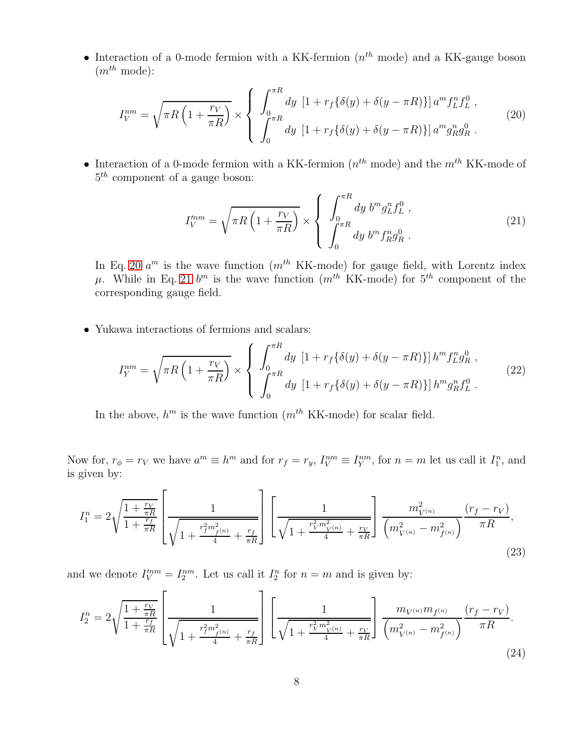- Interaction of a 0-mode fermion with a KK-fermion ($n^{th}$ mode) and a KK-gauge boson ($m^{th}$ mode):

$$I_V^{nm} = \sqrt{\pi R\left(1+\frac{r_V}{\pi R}\right)} \times \left\{ \begin{array}{l} \displaystyle\int_0^{\pi R} dy\ \left[1 + r_f\{\delta(y) + \delta(y-\pi R)\}\right] a^m f_L^n f_L^0\ , \\ \displaystyle\int_0^{\pi R} dy\ \left[1 + r_f\{\delta(y) + \delta(y-\pi R)\}\right] a^m g_R^n g_R^0\ . \end{array} \right. \tag{20}$$

- Interaction of a 0-mode fermion with a KK-fermion ($n^{th}$ mode) and the $m^{th}$ KK-mode of $5^{th}$ component of a gauge boson:

$$I_V'^{nm} = \sqrt{\pi R\left(1+\frac{r_V}{\pi R}\right)} \times \left\{ \begin{array}{l} \displaystyle\int_0^{\pi R} dy\ b^m g_L^n f_L^0\ , \\ \displaystyle\int_0^{\pi R} dy\ b^m f_R^n g_R^0\ . \end{array} \right. \tag{21}$$

In Eq. 20 $a^m$ is the wave function ($m^{th}$ KK-mode) for gauge field, with Lorentz index $\mu$. While in Eq. 21 $b^m$ is the wave function ($m^{th}$ KK-mode) for $5^{th}$ component of the corresponding gauge field.

- Yukawa interactions of fermions and scalars:

$$I_Y^{nm} = \sqrt{\pi R\left(1+\frac{r_V}{\pi R}\right)} \times \left\{ \begin{array}{l} \displaystyle\int_0^{\pi R} dy\ \left[1 + r_f\{\delta(y) + \delta(y-\pi R)\}\right] h^m f_L^n g_R^0\ , \\ \displaystyle\int_0^{\pi R} dy\ \left[1 + r_f\{\delta(y) + \delta(y-\pi R)\}\right] h^m g_R^n f_L^0\ . \end{array} \right. \tag{22}$$

In the above, $h^m$ is the wave function ($m^{th}$ KK-mode) for scalar field.

Now for, $r_\phi = r_V$ we have $a^m \equiv h^m$ and for $r_f = r_y$, $I_V^{nm} \equiv I_Y^{nm}$, for $n = m$ let us call it $I_1^n$, and is given by:

$$I_1^n = 2\sqrt{\frac{1+\frac{r_V}{\pi R}}{1+\frac{r_f}{\pi R}}} \left[\frac{1}{\sqrt{1+\frac{r_f^2 m_{f^{(n)}}^2}{4}+\frac{r_f}{\pi R}}}\right] \left[\frac{1}{\sqrt{1+\frac{r_V^2 m_{V^{(n)}}^2}{4}+\frac{r_V}{\pi R}}}\right] \frac{m_{V^{(n)}}^2}{\left(m_{V^{(n)}}^2 - m_{f^{(n)}}^2\right)} \frac{(r_f - r_V)}{\pi R}, \tag{23}$$

and we denote $I_V'^{nm} = I_2^{nm}$. Let us call it $I_2^n$ for $n = m$ and is given by:

$$I_2^n = 2\sqrt{\frac{1+\frac{r_V}{\pi R}}{1+\frac{r_f}{\pi R}}} \left[\frac{1}{\sqrt{1+\frac{r_f^2 m_{f^{(n)}}^2}{4}+\frac{r_f}{\pi R}}}\right] \left[\frac{1}{\sqrt{1+\frac{r_V^2 m_{V^{(n)}}^2}{4}+\frac{r_V}{\pi R}}}\right] \frac{m_{V^{(n)}} m_{f^{(n)}}}{\left(m_{V^{(n)}}^2 - m_{f^{(n)}}^2\right)} \frac{(r_f - r_V)}{\pi R}. \tag{24}$$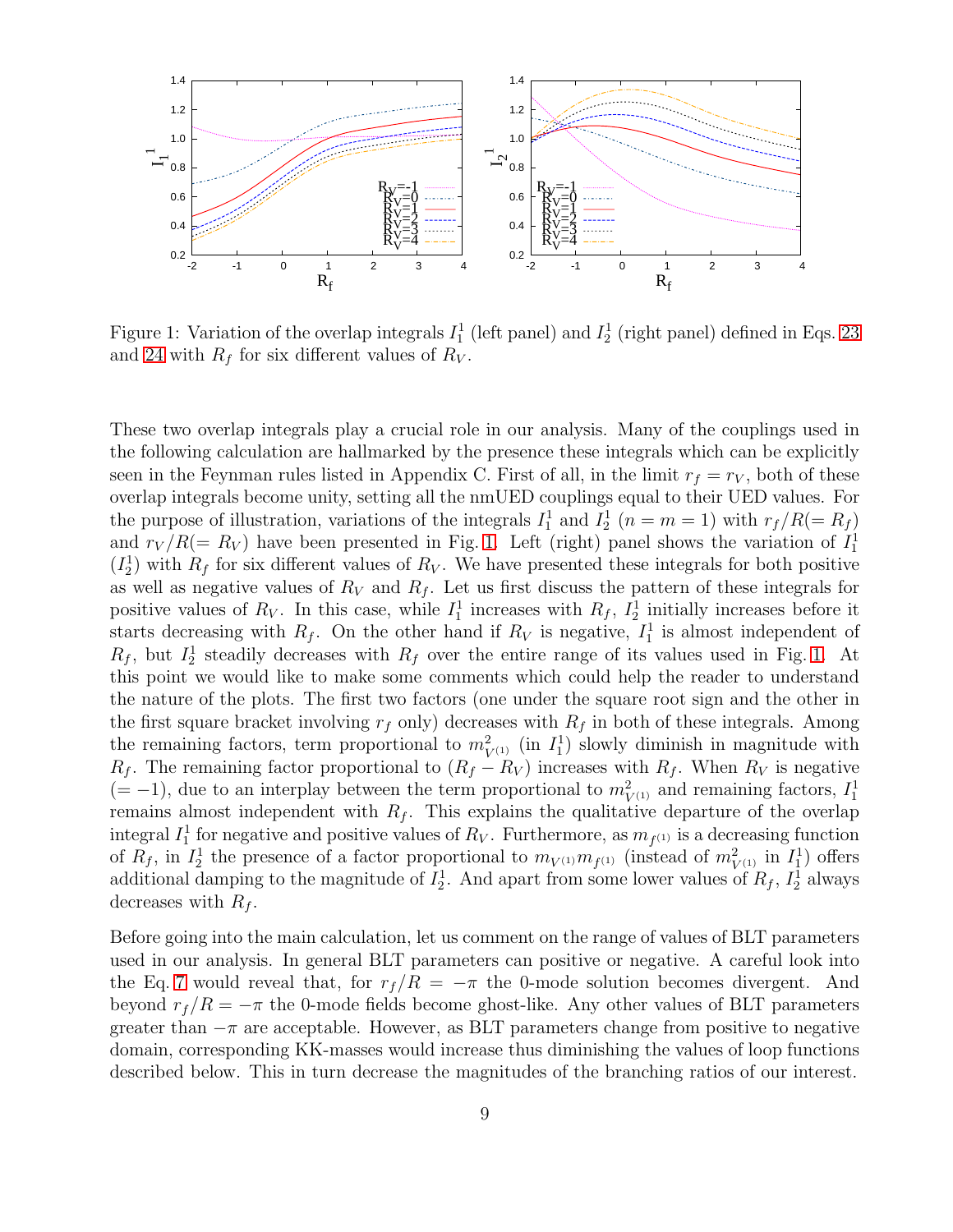Figure 1: Variation of the overlap integrals $I_1^1$ (left panel) and $I_2^1$ (right panel) defined in Eqs. 23 and 24 with $R_f$ for six different values of $R_V$.

These two overlap integrals play a crucial role in our analysis. Many of the couplings used in the following calculation are hallmarked by the presence these integrals which can be explicitly seen in the Feynman rules listed in Appendix C. First of all, in the limit $r_f = r_V$, both of these overlap integrals become unity, setting all the nmUED couplings equal to their UED values. For the purpose of illustration, variations of the integrals $I_1^1$ and $I_2^1$ ($n = m = 1$) with $r_f/R(= R_f)$ and $r_V/R(= R_V)$ have been presented in Fig. 1. Left (right) panel shows the variation of $I_1^1$ ($I_2^1$) with $R_f$ for six different values of $R_V$. We have presented these integrals for both positive as well as negative values of $R_V$ and $R_f$. Let us first discuss the pattern of these integrals for positive values of $R_V$. In this case, while $I_1^1$ increases with $R_f$, $I_2^1$ initially increases before it starts decreasing with $R_f$. On the other hand if $R_V$ is negative, $I_1^1$ is almost independent of $R_f$, but $I_2^1$ steadily decreases with $R_f$ over the entire range of its values used in Fig. 1. At this point we would like to make some comments which could help the reader to understand the nature of the plots. The first two factors (one under the square root sign and the other in the first square bracket involving $r_f$ only) decreases with $R_f$ in both of these integrals. Among the remaining factors, term proportional to $m^2_{V^{(1)}}$ (in $I_1^1$) slowly diminish in magnitude with $R_f$. The remaining factor proportional to $(R_f - R_V)$ increases with $R_f$. When $R_V$ is negative ($= -1$), due to an interplay between the term proportional to $m^2_{V^{(1)}}$ and remaining factors, $I_1^1$ remains almost independent with $R_f$. This explains the qualitative departure of the overlap integral $I_1^1$ for negative and positive values of $R_V$. Furthermore, as $m_{f^{(1)}}$ is a decreasing function of $R_f$, in $I_2^1$ the presence of a factor proportional to $m_{V^{(1)}} m_{f^{(1)}}$ (instead of $m^2_{V^{(1)}}$ in $I_1^1$) offers additional damping to the magnitude of $I_2^1$. And apart from some lower values of $R_f$, $I_2^1$ always decreases with $R_f$.

Before going into the main calculation, let us comment on the range of values of BLT parameters used in our analysis. In general BLT parameters can positive or negative. A careful look into the Eq. 7 would reveal that, for $r_f/R = -\pi$ the 0-mode solution becomes divergent. And beyond $r_f/R = -\pi$ the 0-mode fields become ghost-like. Any other values of BLT parameters greater than $-\pi$ are acceptable. However, as BLT parameters change from positive to negative domain, corresponding KK-masses would increase thus diminishing the values of loop functions described below. This in turn decrease the magnitudes of the branching ratios of our interest.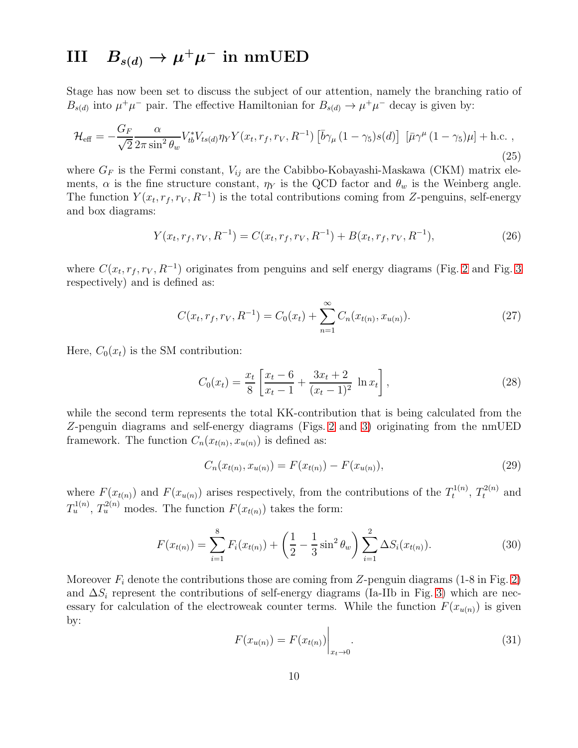# III $B_{s(d)} \to \mu^+\mu^-$ in nmUED

Stage has now been set to discuss the subject of our attention, namely the branching ratio of $B_{s(d)}$ into $\mu^+\mu^-$ pair. The effective Hamiltonian for $B_{s(d)} \to \mu^+\mu^-$ decay is given by:

$$\mathcal{H}_{\text{eff}} = -\frac{G_F}{\sqrt{2}} \frac{\alpha}{2\pi \sin^2\theta_w} V_{tb}^* V_{ts(d)} \eta_Y Y(x_t, r_f, r_V, R^{-1}) \left[\bar{b}\gamma_\mu (1-\gamma_5) s(d)\right] \left[\bar{\mu}\gamma^\mu (1-\gamma_5)\mu\right] + \text{h.c.} \,, \tag{25}$$

where $G_F$ is the Fermi constant, $V_{ij}$ are the Cabibbo-Kobayashi-Maskawa (CKM) matrix elements, $\alpha$ is the fine structure constant, $\eta_Y$ is the QCD factor and $\theta_w$ is the Weinberg angle. The function $Y(x_t, r_f, r_V, R^{-1})$ is the total contributions coming from $Z$-penguins, self-energy and box diagrams:

$$Y(x_t, r_f, r_V, R^{-1}) = C(x_t, r_f, r_V, R^{-1}) + B(x_t, r_f, r_V, R^{-1}), \tag{26}$$

where $C(x_t, r_f, r_V, R^{-1})$ originates from penguins and self energy diagrams (Fig. 2 and Fig. 3 respectively) and is defined as:

$$C(x_t, r_f, r_V, R^{-1}) = C_0(x_t) + \sum_{n=1}^{\infty} C_n(x_{t(n)}, x_{u(n)}). \tag{27}$$

Here, $C_0(x_t)$ is the SM contribution:

$$C_0(x_t) = \frac{x_t}{8}\left[\frac{x_t - 6}{x_t - 1} + \frac{3x_t + 2}{(x_t - 1)^2}\,\ln x_t\right], \tag{28}$$

while the second term represents the total KK-contribution that is being calculated from the $Z$-penguin diagrams and self-energy diagrams (Figs. 2 and 3) originating from the nmUED framework. The function $C_n(x_{t(n)}, x_{u(n)})$ is defined as:

$$C_n(x_{t(n)}, x_{u(n)}) = F(x_{t(n)}) - F(x_{u(n)}), \tag{29}$$

where $F(x_{t(n)})$ and $F(x_{u(n)})$ arises respectively, from the contributions of the $T_t^{1(n)}$, $T_t^{2(n)}$ and $T_u^{1(n)}$, $T_u^{2(n)}$ modes. The function $F(x_{t(n)})$ takes the form:

$$F(x_{t(n)}) = \sum_{i=1}^{8} F_i(x_{t(n)}) + \left(\frac{1}{2} - \frac{1}{3}\sin^2\theta_w\right) \sum_{i=1}^{2} \Delta S_i(x_{t(n)}). \tag{30}$$

Moreover $F_i$ denote the contributions those are coming from $Z$-penguin diagrams (1-8 in Fig. 2) and $\Delta S_i$ represent the contributions of self-energy diagrams (Ia-IIb in Fig. 3) which are necessary for calculation of the electroweak counter terms. While the function $F(x_{u(n)})$ is given by:

$$F(x_{u(n)}) = F(x_{t(n)})\Big|_{x_t \to 0}. \tag{31}$$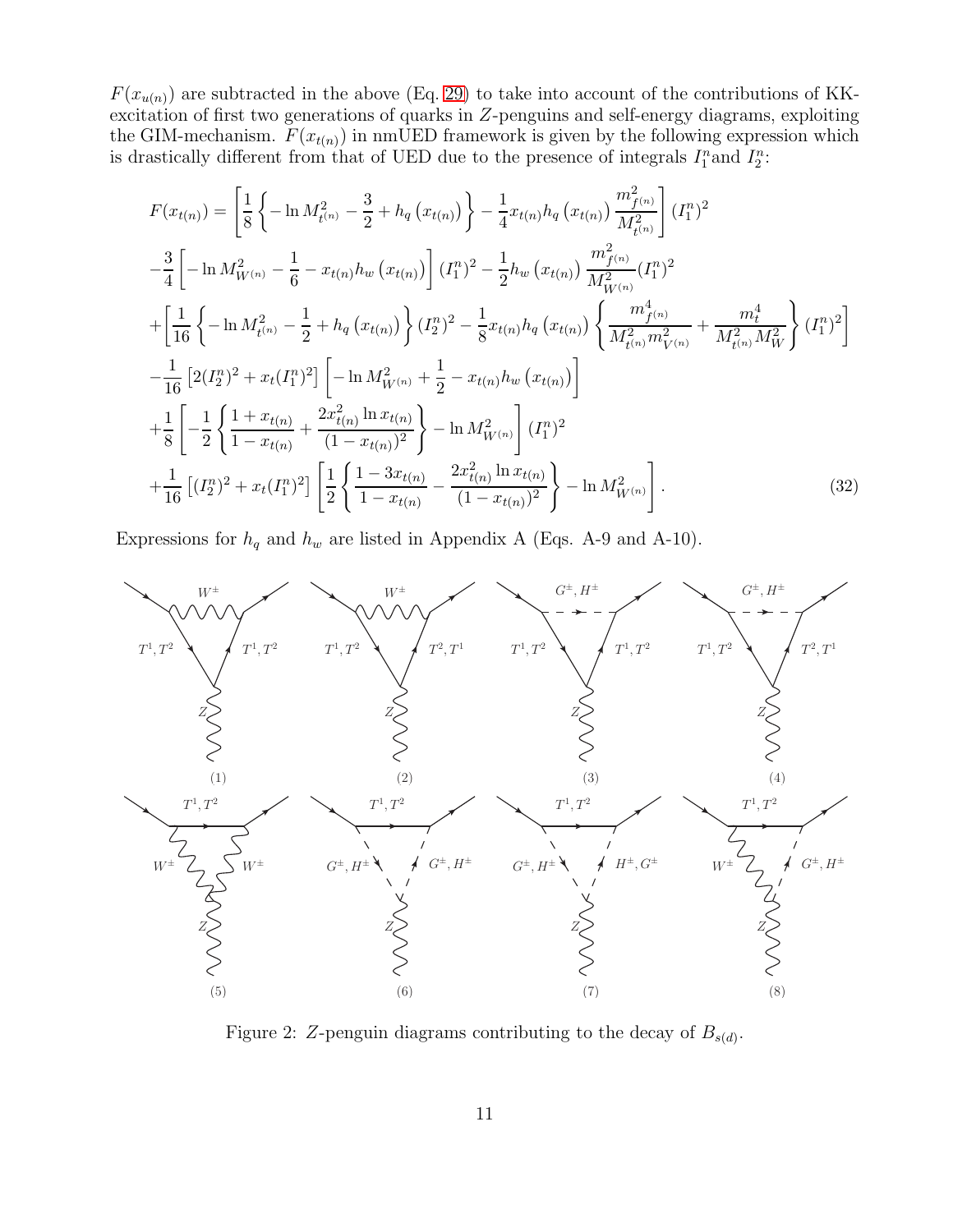$F(x_{u(n)})$ are subtracted in the above (Eq. 29) to take into account of the contributions of KK-excitation of first two generations of quarks in $Z$-penguins and self-energy diagrams, exploiting the GIM-mechanism. $F(x_{t(n)})$ in nmUED framework is given by the following expression which is drastically different from that of UED due to the presence of integrals $I_1^n$and $I_2^n$:

$$
\begin{aligned}
F(x_{t(n)}) = & \left[\frac{1}{8}\left\{-\ln M_{t^{(n)}}^2 - \frac{3}{2} + h_q\left(x_{t(n)}\right)\right\} - \frac{1}{4}x_{t(n)}h_q\left(x_{t(n)}\right)\frac{m_{f^{(n)}}^2}{M_{t^{(n)}}^2}\right](I_1^n)^2 \\
& -\frac{3}{4}\left[-\ln M_{W^{(n)}}^2 - \frac{1}{6} - x_{t(n)}h_w\left(x_{t(n)}\right)\right](I_1^n)^2 - \frac{1}{2}h_w\left(x_{t(n)}\right)\frac{m_{f^{(n)}}^2}{M_{W^{(n)}}^2}(I_1^n)^2 \\
& +\left[\frac{1}{16}\left\{-\ln M_{t^{(n)}}^2 - \frac{1}{2} + h_q\left(x_{t(n)}\right)\right\}(I_2^n)^2 - \frac{1}{8}x_{t(n)}h_q\left(x_{t(n)}\right)\left\{\frac{m_{f^{(n)}}^4}{M_{t^{(n)}}^2 m_{V^{(n)}}^2} + \frac{m_t^4}{M_{t^{(n)}}^2 M_W^2}\right\}(I_1^n)^2\right] \\
& -\frac{1}{16}\left[2(I_2^n)^2 + x_t(I_1^n)^2\right]\left[-\ln M_{W^{(n)}}^2 + \frac{1}{2} - x_{t(n)}h_w\left(x_{t(n)}\right)\right] \\
& +\frac{1}{8}\left[-\frac{1}{2}\left\{\frac{1+x_{t(n)}}{1-x_{t(n)}} + \frac{2x_{t(n)}^2\ln x_{t(n)}}{(1-x_{t(n)})^2}\right\} - \ln M_{W^{(n)}}^2\right](I_1^n)^2 \\
& +\frac{1}{16}\left[(I_2^n)^2 + x_t(I_1^n)^2\right]\left[\frac{1}{2}\left\{\frac{1-3x_{t(n)}}{1-x_{t(n)}} - \frac{2x_{t(n)}^2\ln x_{t(n)}}{(1-x_{t(n)})^2}\right\} - \ln M_{W^{(n)}}^2\right].
\end{aligned}
\tag{32}
$$

Expressions for $h_q$ and $h_w$ are listed in Appendix A (Eqs. A-9 and A-10).

Figure 2: $Z$-penguin diagrams contributing to the decay of $B_{s(d)}$.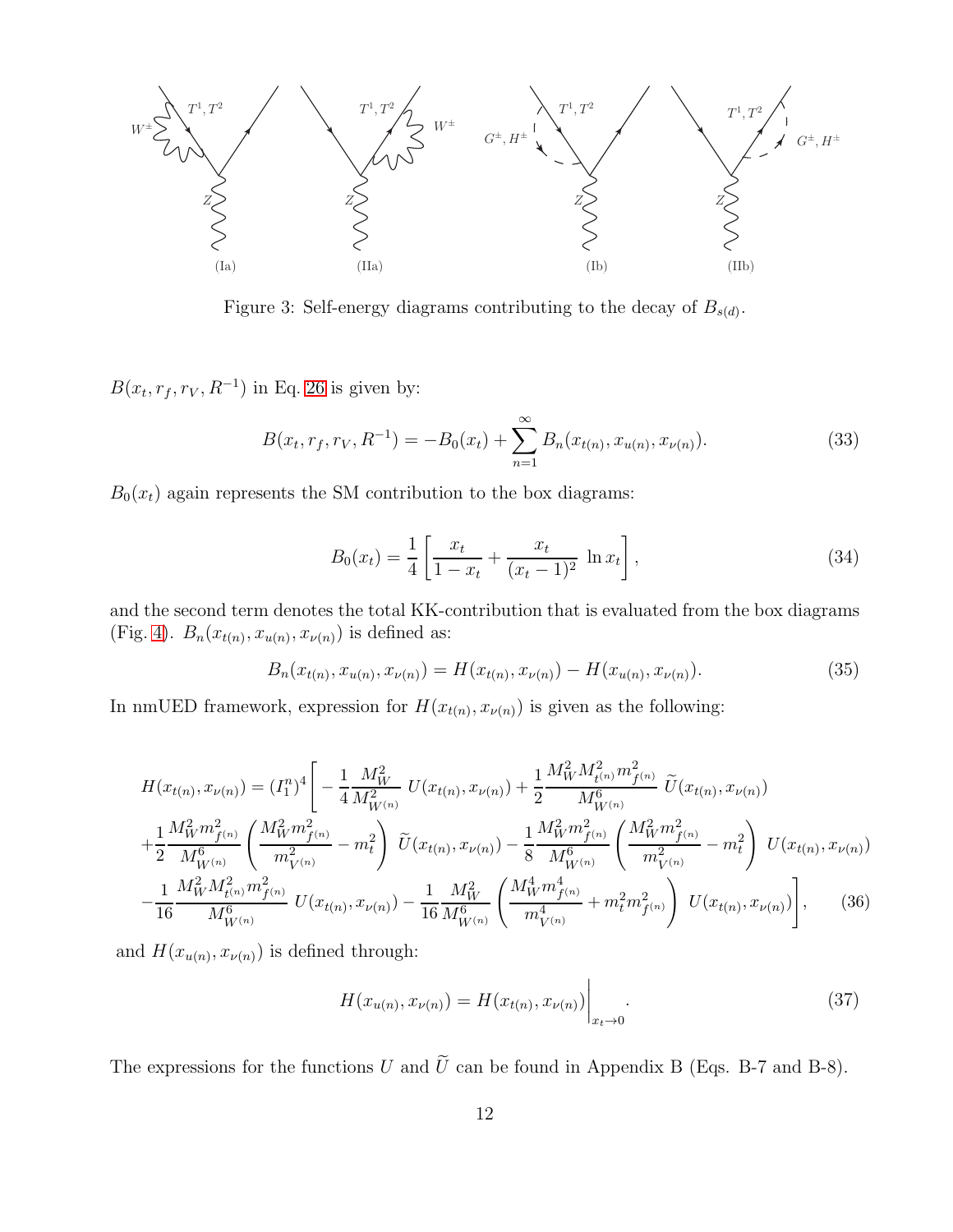Figure 3: Self-energy diagrams contributing to the decay of $B_{s(d)}$.

$B(x_t, r_f, r_V, R^{-1})$ in Eq. 26 is given by:

$$B(x_t, r_f, r_V, R^{-1}) = -B_0(x_t) + \sum_{n=1}^{\infty} B_n(x_{t(n)}, x_{u(n)}, x_{\nu(n)}). \tag{33}$$

$B_0(x_t)$ again represents the SM contribution to the box diagrams:

$$B_0(x_t) = \frac{1}{4}\left[\frac{x_t}{1-x_t} + \frac{x_t}{(x_t-1)^2}\ \ln x_t\right], \tag{34}$$

and the second term denotes the total KK-contribution that is evaluated from the box diagrams (Fig. 4). $B_n(x_{t(n)}, x_{u(n)}, x_{\nu(n)})$ is defined as:

$$B_n(x_{t(n)}, x_{u(n)}, x_{\nu(n)}) = H(x_{t(n)}, x_{\nu(n)}) - H(x_{u(n)}, x_{\nu(n)}). \tag{35}$$

In nmUED framework, expression for $H(x_{t(n)}, x_{\nu(n)})$ is given as the following:

$$\begin{aligned}
H(x_{t(n)}, x_{\nu(n)}) = (I_1^n)^4 \Bigg[ &-\frac{1}{4}\frac{M_W^2}{M_{W^{(n)}}^2}\ U(x_{t(n)}, x_{\nu(n)}) + \frac{1}{2}\frac{M_W^2 M_{t^{(n)}}^2 m_{f^{(n)}}^2}{M_{W^{(n)}}^6}\ \widetilde{U}(x_{t(n)}, x_{\nu(n)}) \\
&+\frac{1}{2}\frac{M_W^2 m_{f^{(n)}}^2}{M_{W^{(n)}}^6}\left(\frac{M_W^2 m_{f^{(n)}}^2}{m_{V^{(n)}}^2} - m_t^2\right)\ \widetilde{U}(x_{t(n)}, x_{\nu(n)}) - \frac{1}{8}\frac{M_W^2 m_{f^{(n)}}^2}{M_{W^{(n)}}^6}\left(\frac{M_W^2 m_{f^{(n)}}^2}{m_{V^{(n)}}^2} - m_t^2\right)\ U(x_{t(n)}, x_{\nu(n)}) \\
&-\frac{1}{16}\frac{M_W^2 M_{t^{(n)}}^2 m_{f^{(n)}}^2}{M_{W^{(n)}}^6}\ U(x_{t(n)}, x_{\nu(n)}) - \frac{1}{16}\frac{M_W^2}{M_{W^{(n)}}^6}\left(\frac{M_W^4 m_{f^{(n)}}^4}{m_{V^{(n)}}^4} + m_t^2 m_{f^{(n)}}^2\right)\ U(x_{t(n)}, x_{\nu(n)})\Bigg],
\end{aligned} \tag{36}$$

and $H(x_{u(n)}, x_{\nu(n)})$ is defined through:

$$H(x_{u(n)}, x_{\nu(n)}) = H(x_{t(n)}, x_{\nu(n)})\Big|_{x_t \to 0}. \tag{37}$$

The expressions for the functions $U$ and $\widetilde{U}$ can be found in Appendix B (Eqs. B-7 and B-8).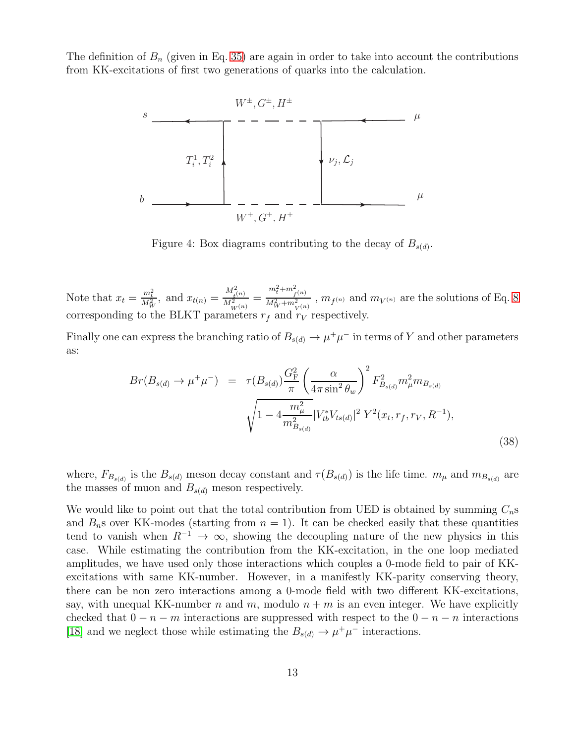The definition of $B_n$ (given in Eq. 35) are again in order to take into account the contributions from KK-excitations of first two generations of quarks into the calculation.

Figure 4: Box diagrams contributing to the decay of $B_{s(d)}$.

Note that $x_t = \frac{m_t^2}{M_W^2}$, and $x_{t(n)} = \frac{M_{t^{(n)}}^2}{M_{W^{(n)}}^2} = \frac{m_t^2 + m_{f^{(n)}}^2}{M_W^2 + m_{V^{(n)}}^2}$ , $m_{f^{(n)}}$ and $m_{V^{(n)}}$ are the solutions of Eq. 8 corresponding to the BLKT parameters $r_f$ and $r_V$ respectively.

Finally one can express the branching ratio of $B_{s(d)} \to \mu^+\mu^-$ in terms of $Y$ and other parameters as:

$$
\begin{aligned}
Br(B_{s(d)} \to \mu^+\mu^-) \;=\; & \tau(B_{s(d)}) \frac{G_{\mathrm{F}}^2}{\pi} \left( \frac{\alpha}{4\pi \sin^2\theta_w} \right)^2 F_{B_{s(d)}}^2 m_\mu^2 m_{B_{s(d)}} \\
& \sqrt{1 - 4\frac{m_\mu^2}{m_{B_{s(d)}}^2}} |V_{tb}^* V_{ts(d)}|^2 \, Y^2(x_t, r_f, r_V, R^{-1}),
\end{aligned}
\tag{38}
$$

where, $F_{B_{s(d)}}$ is the $B_{s(d)}$ meson decay constant and $\tau(B_{s(d)})$ is the life time. $m_\mu$ and $m_{B_{s(d)}}$ are the masses of muon and $B_{s(d)}$ meson respectively.

We would like to point out that the total contribution from UED is obtained by summing $C_n$s and $B_n$s over KK-modes (starting from $n = 1$). It can be checked easily that these quantities tend to vanish when $R^{-1} \to \infty$, showing the decoupling nature of the new physics in this case. While estimating the contribution from the KK-excitation, in the one loop mediated amplitudes, we have used only those interactions which couples a 0-mode field to pair of KK-excitations with same KK-number. However, in a manifestly KK-parity conserving theory, there can be non zero interactions among a 0-mode field with two different KK-excitations, say, with unequal KK-number $n$ and $m$, modulo $n + m$ is an even integer. We have explicitly checked that $0 - n - m$ interactions are suppressed with respect to the $0 - n - n$ interactions [18] and we neglect those while estimating the $B_{s(d)} \to \mu^+\mu^-$ interactions.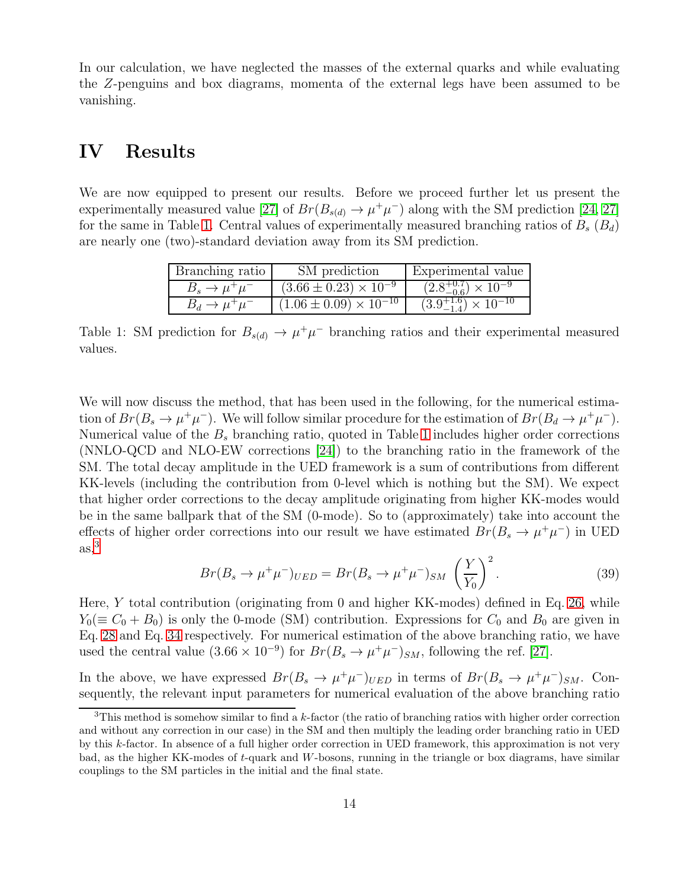In our calculation, we have neglected the masses of the external quarks and while evaluating the $Z$-penguins and box diagrams, momenta of the external legs have been assumed to be vanishing.

# IV Results

We are now equipped to present our results. Before we proceed further let us present the experimentally measured value [27] of $Br(B_{s(d)} \to \mu^+\mu^-)$ along with the SM prediction [24, 27] for the same in Table 1. Central values of experimentally measured branching ratios of $B_s$ ($B_d$) are nearly one (two)-standard deviation away from its SM prediction.

| Branching ratio | SM prediction | Experimental value |
|---|---|---|
| $B_s \to \mu^+\mu^-$ | $(3.66 \pm 0.23) \times 10^{-9}$ | $(2.8^{+0.7}_{-0.6}) \times 10^{-9}$ |
| $B_d \to \mu^+\mu^-$ | $(1.06 \pm 0.09) \times 10^{-10}$ | $(3.9^{+1.6}_{-1.4}) \times 10^{-10}$ |

Table 1: SM prediction for $B_{s(d)} \to \mu^+\mu^-$ branching ratios and their experimental measured values.

We will now discuss the method, that has been used in the following, for the numerical estimation of $Br(B_s \to \mu^+\mu^-)$. We will follow similar procedure for the estimation of $Br(B_d \to \mu^+\mu^-)$. Numerical value of the $B_s$ branching ratio, quoted in Table 1 includes higher order corrections (NNLO-QCD and NLO-EW corrections [24]) to the branching ratio in the framework of the SM. The total decay amplitude in the UED framework is a sum of contributions from different KK-levels (including the contribution from 0-level which is nothing but the SM). We expect that higher order corrections to the decay amplitude originating from higher KK-modes would be in the same ballpark that of the SM (0-mode). So to (approximately) take into account the effects of higher order corrections into our result we have estimated $Br(B_s \to \mu^+\mu^-)$ in UED as,[3]

$$Br(B_s \to \mu^+\mu^-)_{UED} = Br(B_s \to \mu^+\mu^-)_{SM} \left(\frac{Y}{Y_0}\right)^2. \tag{39}$$

Here, $Y$ total contribution (originating from 0 and higher KK-modes) defined in Eq. 26, while $Y_0 (\equiv C_0 + B_0)$ is only the 0-mode (SM) contribution. Expressions for $C_0$ and $B_0$ are given in Eq. 28 and Eq. 34 respectively. For numerical estimation of the above branching ratio, we have used the central value $(3.66 \times 10^{-9})$ for $Br(B_s \to \mu^+\mu^-)_{SM}$, following the ref. [27].

In the above, we have expressed $Br(B_s \to \mu^+\mu^-)_{UED}$ in terms of $Br(B_s \to \mu^+\mu^-)_{SM}$. Consequently, the relevant input parameters for numerical evaluation of the above branching ratio

[3] This method is somehow similar to find a $k$-factor (the ratio of branching ratios with higher order correction and without any correction in our case) in the SM and then multiply the leading order branching ratio in UED by this $k$-factor. In absence of a full higher order correction in UED framework, this approximation is not very bad, as the higher KK-modes of $t$-quark and $W$-bosons, running in the triangle or box diagrams, have similar couplings to the SM particles in the initial and the final state.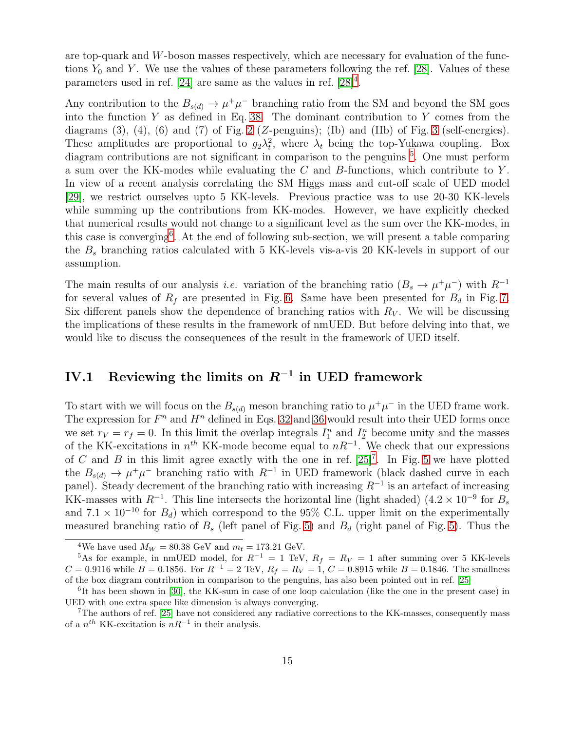are top-quark and $W$-boson masses respectively, which are necessary for evaluation of the functions $Y_0$ and $Y$. We use the values of these parameters following the ref. [28]. Values of these parameters used in ref. [24] are same as the values in ref. [28][4].

Any contribution to the $B_{s(d)} \to \mu^+\mu^-$ branching ratio from the SM and beyond the SM goes into the function $Y$ as defined in Eq. 38. The dominant contribution to $Y$ comes from the diagrams (3), (4), (6) and (7) of Fig. 2 ($Z$-penguins); (Ib) and (IIb) of Fig. 3 (self-energies). These amplitudes are proportional to $g_2 \lambda_t^2$, where $\lambda_t$ being the top-Yukawa coupling. Box diagram contributions are not significant in comparison to the penguins [5]. One must perform a sum over the KK-modes while evaluating the $C$ and $B$-functions, which contribute to $Y$. In view of a recent analysis correlating the SM Higgs mass and cut-off scale of UED model [29], we restrict ourselves upto 5 KK-levels. Previous practice was to use 20-30 KK-levels while summing up the contributions from KK-modes. However, we have explicitly checked that numerical results would not change to a significant level as the sum over the KK-modes, in this case is converging[6]. At the end of following sub-section, we will present a table comparing the $B_s$ branching ratios calculated with 5 KK-levels vis-a-vis 20 KK-levels in support of our assumption.

The main results of our analysis *i.e.* variation of the branching ratio ($B_s \to \mu^+\mu^-$) with $R^{-1}$ for several values of $R_f$ are presented in Fig. 6. Same have been presented for $B_d$ in Fig. 7. Six different panels show the dependence of branching ratios with $R_V$. We will be discussing the implications of these results in the framework of nmUED. But before delving into that, we would like to discuss the consequences of the result in the framework of UED itself.

## IV.1 Reviewing the limits on $R^{-1}$ in UED framework

To start with we will focus on the $B_{s(d)}$ meson branching ratio to $\mu^+\mu^-$ in the UED frame work. The expression for $F^n$ and $H^n$ defined in Eqs. 32 and 36 would result into their UED forms once we set $r_V = r_f = 0$. In this limit the overlap integrals $I_1^n$ and $I_2^n$ become unity and the masses of the KK-excitations in $n^{th}$ KK-mode become equal to $nR^{-1}$. We check that our expressions of $C$ and $B$ in this limit agree exactly with the one in ref. [25][7]. In Fig. 5 we have plotted the $B_{s(d)} \to \mu^+\mu^-$ branching ratio with $R^{-1}$ in UED framework (black dashed curve in each panel). Steady decrement of the branching ratio with increasing $R^{-1}$ is an artefact of increasing KK-masses with $R^{-1}$. This line intersects the horizontal line (light shaded) ($4.2 \times 10^{-9}$ for $B_s$ and $7.1 \times 10^{-10}$ for $B_d$) which correspond to the 95% C.L. upper limit on the experimentally measured branching ratio of $B_s$ (left panel of Fig. 5) and $B_d$ (right panel of Fig. 5). Thus the

[4] We have used $M_W = 80.38$ GeV and $m_t = 173.21$ GeV.

[5] As for example, in nmUED model, for $R^{-1} = 1$ TeV, $R_f = R_V = 1$ after summing over 5 KK-levels $C = 0.9116$ while $B = 0.1856$. For $R^{-1} = 2$ TeV, $R_f = R_V = 1$, $C = 0.8915$ while $B = 0.1846$. The smallness of the box diagram contribution in comparison to the penguins, has also been pointed out in ref. [25]

[6] It has been shown in [30], the KK-sum in case of one loop calculation (like the one in the present case) in UED with one extra space like dimension is always converging.

[7] The authors of ref. [25] have not considered any radiative corrections to the KK-masses, consequently mass of a $n^{th}$ KK-excitation is $nR^{-1}$ in their analysis.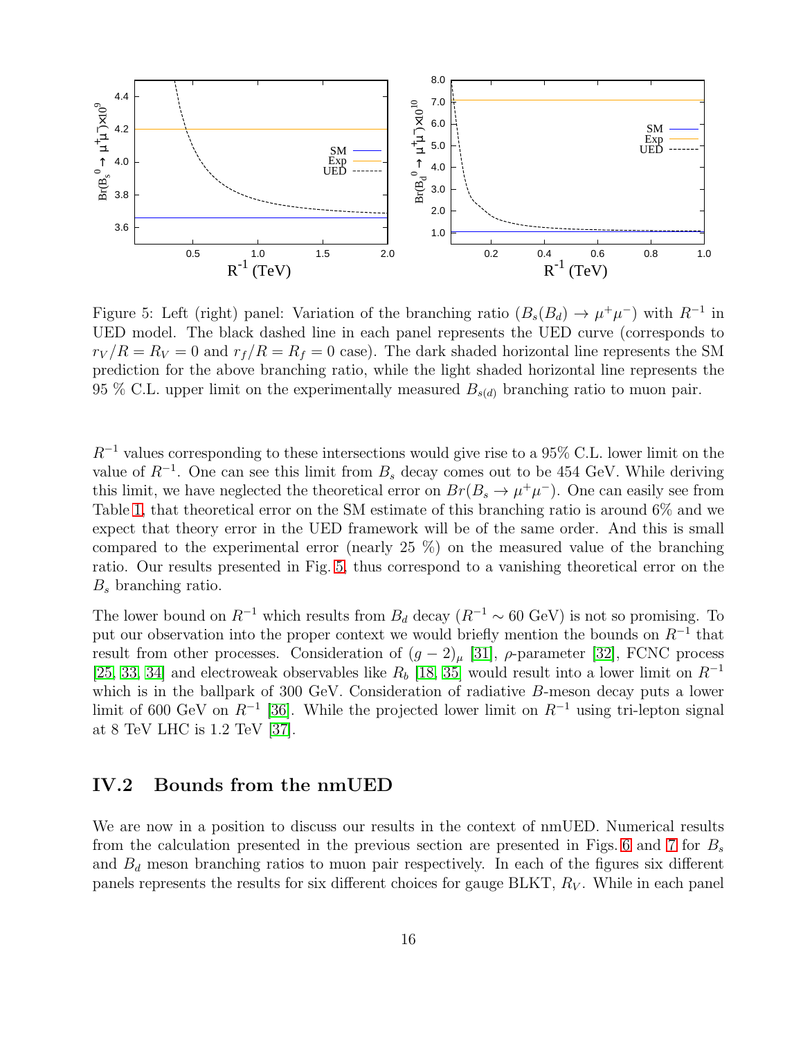Figure 5: Left (right) panel: Variation of the branching ratio ($B_s(B_d) \to \mu^+\mu^-$) with $R^{-1}$ in UED model. The black dashed line in each panel represents the UED curve (corresponds to $r_V/R = R_V = 0$ and $r_f/R = R_f = 0$ case). The dark shaded horizontal line represents the SM prediction for the above branching ratio, while the light shaded horizontal line represents the 95 % C.L. upper limit on the experimentally measured $B_{s(d)}$ branching ratio to muon pair.

$R^{-1}$ values corresponding to these intersections would give rise to a 95% C.L. lower limit on the value of $R^{-1}$. One can see this limit from $B_s$ decay comes out to be 454 GeV. While deriving this limit, we have neglected the theoretical error on $Br(B_s \to \mu^+\mu^-)$. One can easily see from Table 1, that theoretical error on the SM estimate of this branching ratio is around 6% and we expect that theory error in the UED framework will be of the same order. And this is small compared to the experimental error (nearly 25 %) on the measured value of the branching ratio. Our results presented in Fig. 5, thus correspond to a vanishing theoretical error on the $B_s$ branching ratio.

The lower bound on $R^{-1}$ which results from $B_d$ decay ($R^{-1} \sim 60$ GeV) is not so promising. To put our observation into the proper context we would briefly mention the bounds on $R^{-1}$ that result from other processes. Consideration of $(g-2)_\mu$ [31], $\rho$-parameter [32], FCNC process [25, 33, 34] and electroweak observables like $R_b$ [18, 35] would result into a lower limit on $R^{-1}$ which is in the ballpark of 300 GeV. Consideration of radiative $B$-meson decay puts a lower limit of 600 GeV on $R^{-1}$ [36]. While the projected lower limit on $R^{-1}$ using tri-lepton signal at 8 TeV LHC is 1.2 TeV [37].

## IV.2 Bounds from the nmUED

We are now in a position to discuss our results in the context of nmUED. Numerical results from the calculation presented in the previous section are presented in Figs. 6 and 7 for $B_s$ and $B_d$ meson branching ratios to muon pair respectively. In each of the figures six different panels represents the results for six different choices for gauge BLKT, $R_V$. While in each panel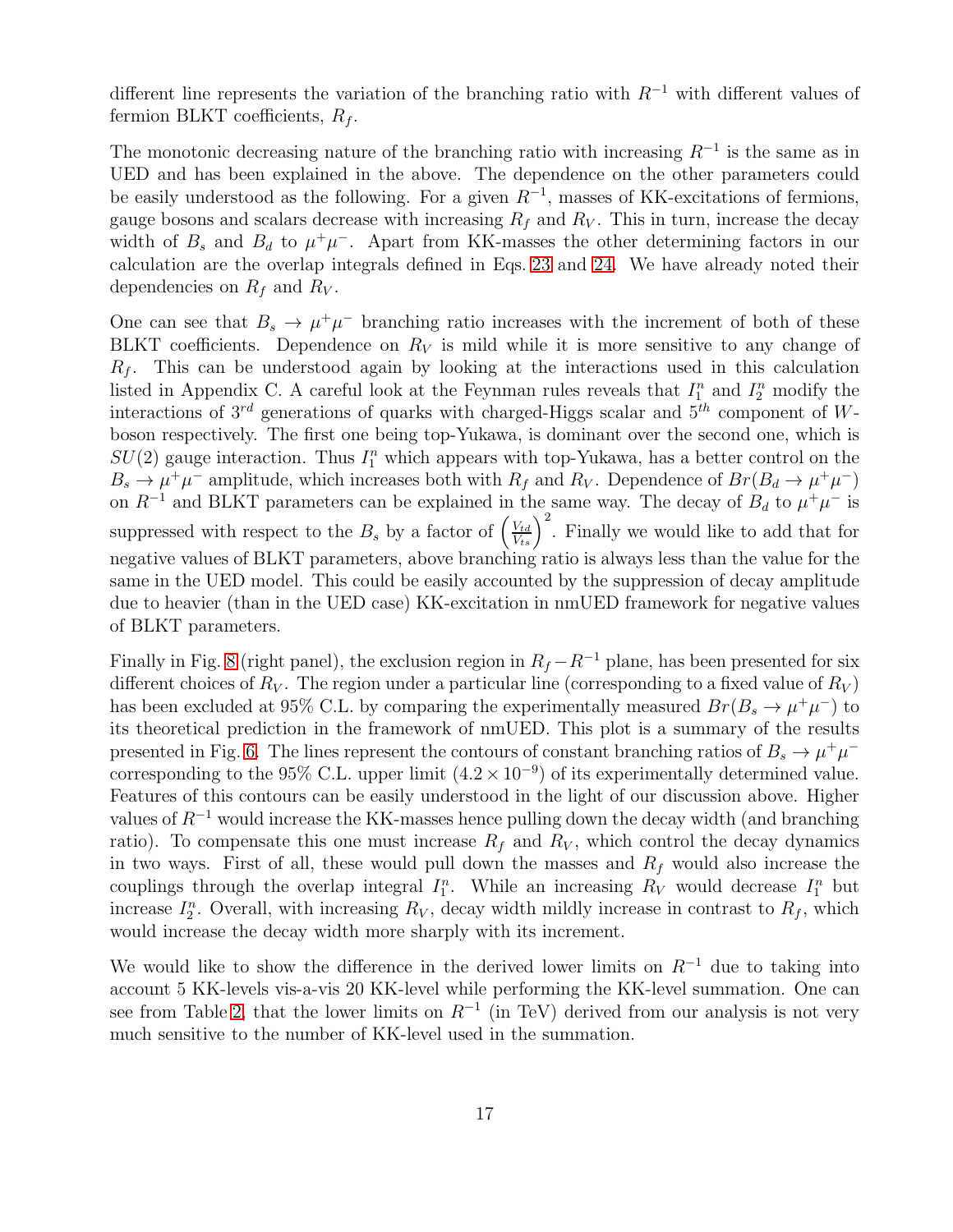different line represents the variation of the branching ratio with $R^{-1}$ with different values of fermion BLKT coefficients, $R_f$.

The monotonic decreasing nature of the branching ratio with increasing $R^{-1}$ is the same as in UED and has been explained in the above. The dependence on the other parameters could be easily understood as the following. For a given $R^{-1}$, masses of KK-excitations of fermions, gauge bosons and scalars decrease with increasing $R_f$ and $R_V$. This in turn, increase the decay width of $B_s$ and $B_d$ to $\mu^+\mu^-$. Apart from KK-masses the other determining factors in our calculation are the overlap integrals defined in Eqs. 23 and 24. We have already noted their dependencies on $R_f$ and $R_V$.

One can see that $B_s \to \mu^+\mu^-$ branching ratio increases with the increment of both of these BLKT coefficients. Dependence on $R_V$ is mild while it is more sensitive to any change of $R_f$. This can be understood again by looking at the interactions used in this calculation listed in Appendix C. A careful look at the Feynman rules reveals that $I_1^n$ and $I_2^n$ modify the interactions of $3^{rd}$ generations of quarks with charged-Higgs scalar and $5^{th}$ component of $W$-boson respectively. The first one being top-Yukawa, is dominant over the second one, which is $SU(2)$ gauge interaction. Thus $I_1^n$ which appears with top-Yukawa, has a better control on the $B_s \to \mu^+\mu^-$ amplitude, which increases both with $R_f$ and $R_V$. Dependence of $Br(B_d \to \mu^+\mu^-)$ on $R^{-1}$ and BLKT parameters can be explained in the same way. The decay of $B_d$ to $\mu^+\mu^-$ is suppressed with respect to the $B_s$ by a factor of $\left(\frac{V_{td}}{V_{ts}}\right)^2$. Finally we would like to add that for negative values of BLKT parameters, above branching ratio is always less than the value for the same in the UED model. This could be easily accounted by the suppression of decay amplitude due to heavier (than in the UED case) KK-excitation in nmUED framework for negative values of BLKT parameters.

Finally in Fig. 8 (right panel), the exclusion region in $R_f - R^{-1}$ plane, has been presented for six different choices of $R_V$. The region under a particular line (corresponding to a fixed value of $R_V$) has been excluded at 95% C.L. by comparing the experimentally measured $Br(B_s \to \mu^+\mu^-)$ to its theoretical prediction in the framework of nmUED. This plot is a summary of the results presented in Fig. 6. The lines represent the contours of constant branching ratios of $B_s \to \mu^+\mu^-$ corresponding to the 95% C.L. upper limit ($4.2 \times 10^{-9}$) of its experimentally determined value. Features of this contours can be easily understood in the light of our discussion above. Higher values of $R^{-1}$ would increase the KK-masses hence pulling down the decay width (and branching ratio). To compensate this one must increase $R_f$ and $R_V$, which control the decay dynamics in two ways. First of all, these would pull down the masses and $R_f$ would also increase the couplings through the overlap integral $I_1^n$. While an increasing $R_V$ would decrease $I_1^n$ but increase $I_2^n$. Overall, with increasing $R_V$, decay width mildly increase in contrast to $R_f$, which would increase the decay width more sharply with its increment.

We would like to show the difference in the derived lower limits on $R^{-1}$ due to taking into account 5 KK-levels vis-a-vis 20 KK-level while performing the KK-level summation. One can see from Table 2, that the lower limits on $R^{-1}$ (in TeV) derived from our analysis is not very much sensitive to the number of KK-level used in the summation.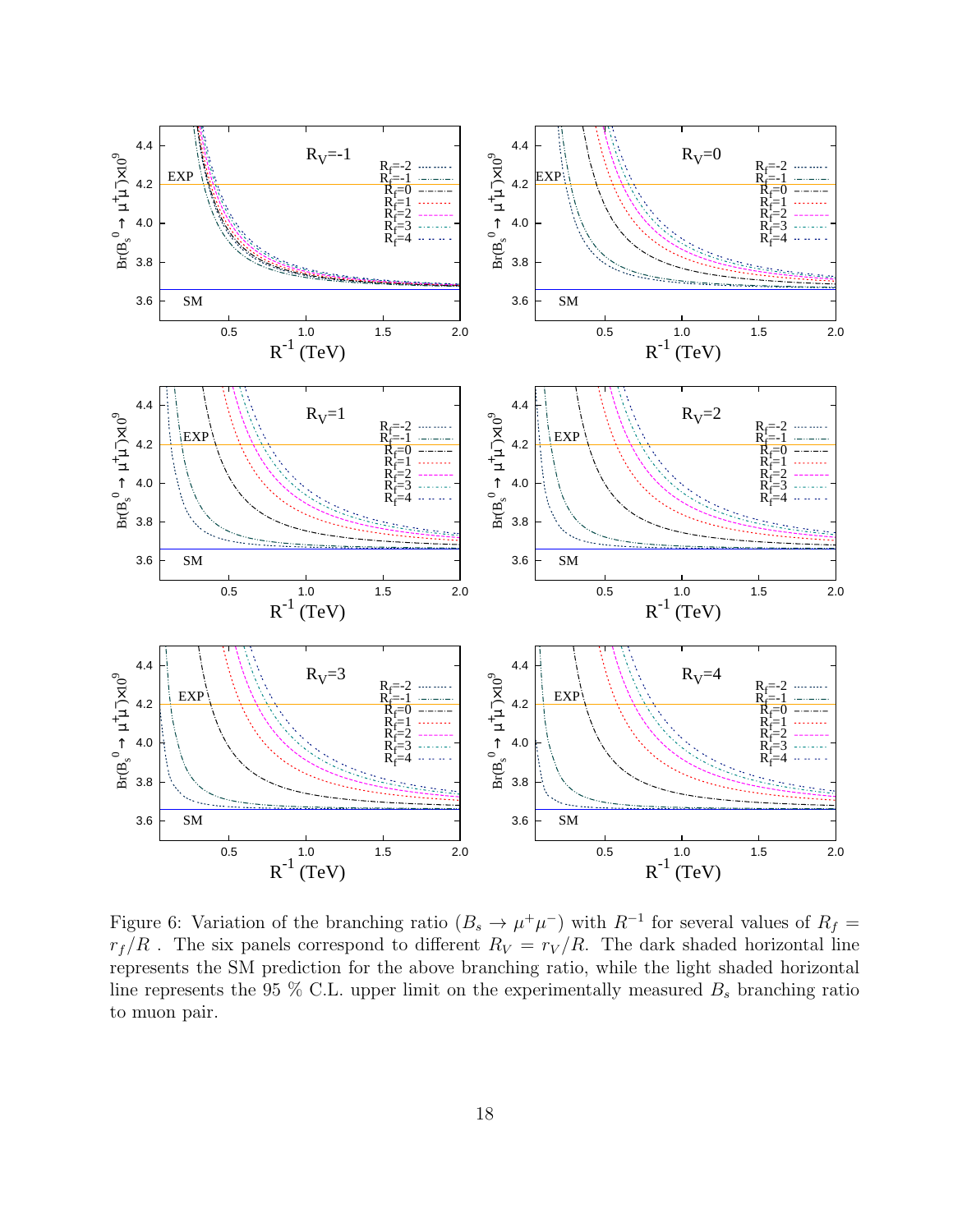Figure 6: Variation of the branching ratio ($B_s \to \mu^+\mu^-$) with $R^{-1}$ for several values of $R_f = r_f/R$ . The six panels correspond to different $R_V = r_V/R$. The dark shaded horizontal line represents the SM prediction for the above branching ratio, while the light shaded horizontal line represents the 95 % C.L. upper limit on the experimentally measured $B_s$ branching ratio to muon pair.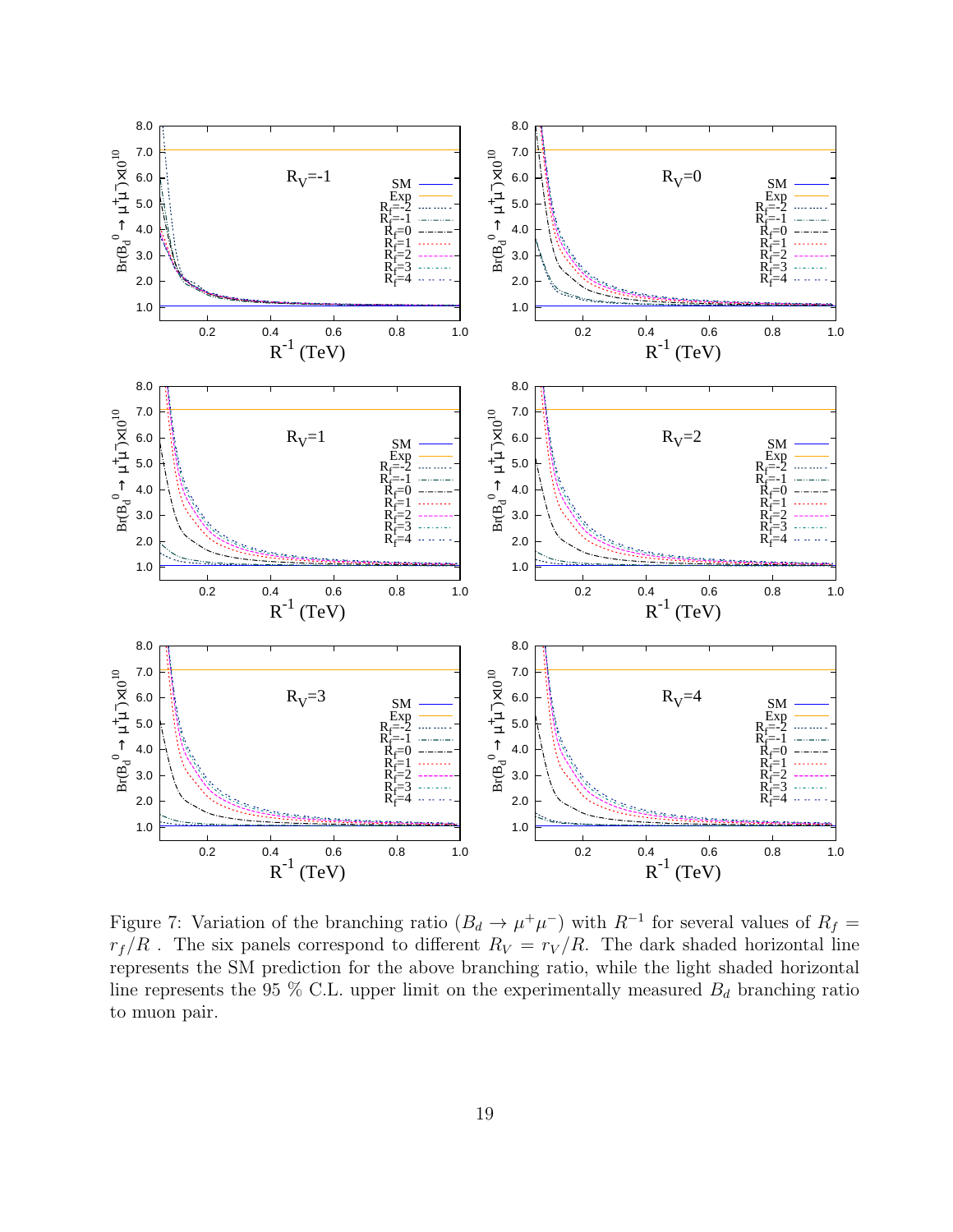Figure 7: Variation of the branching ratio ($B_d \to \mu^+\mu^-$) with $R^{-1}$ for several values of $R_f = r_f/R$ . The six panels correspond to different $R_V = r_V/R$. The dark shaded horizontal line represents the SM prediction for the above branching ratio, while the light shaded horizontal line represents the 95 % C.L. upper limit on the experimentally measured $B_d$ branching ratio to muon pair.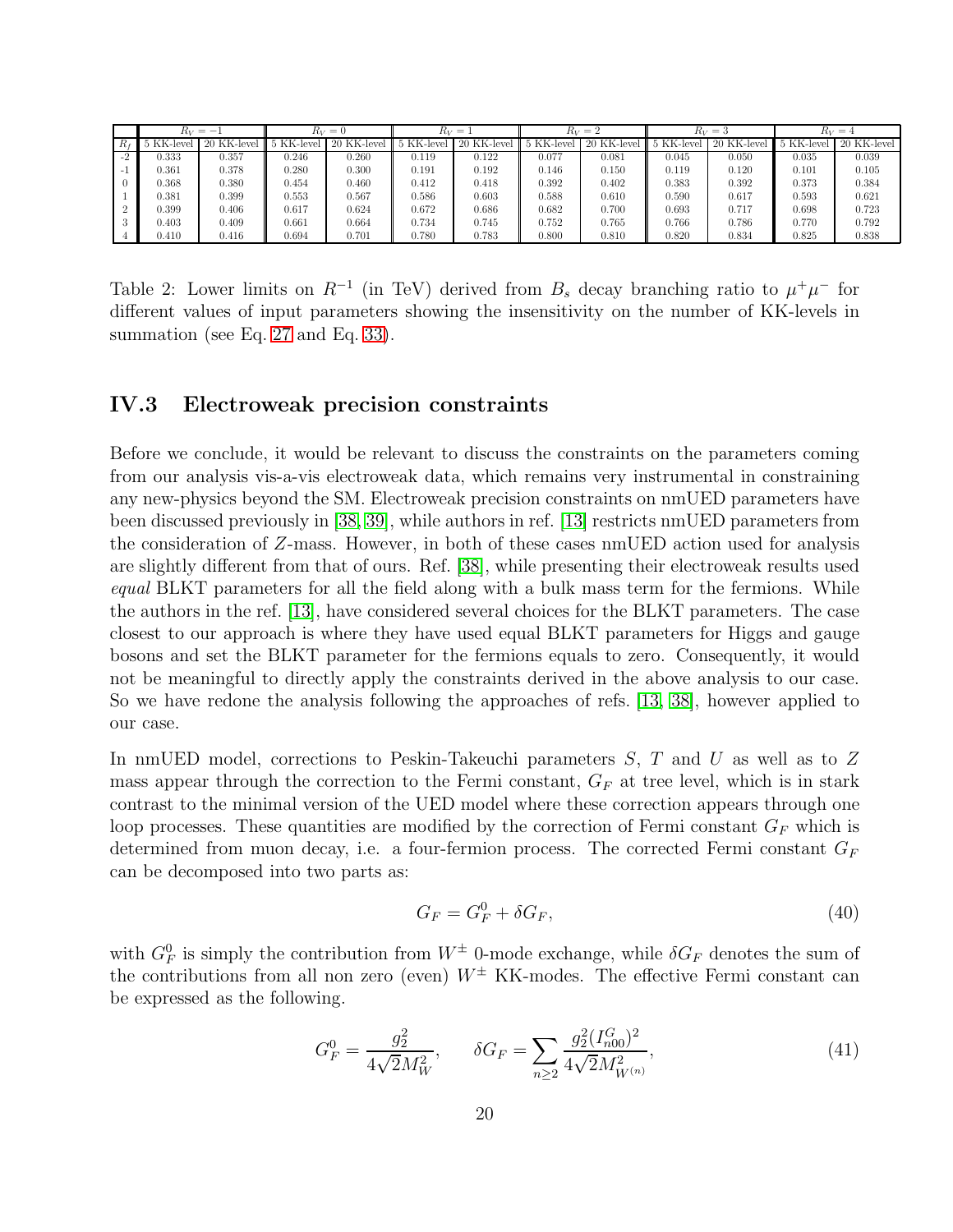| | $R_V=-1$ | | $R_V=0$ | | $R_V=1$ | | $R_V=2$ | | $R_V=3$ | | $R_V=4$ | |
|---|---|---|---|---|---|---|---|---|---|---|---|---|
| $R_f$ | 5 KK-level | 20 KK-level | 5 KK-level | 20 KK-level | 5 KK-level | 20 KK-level | 5 KK-level | 20 KK-level | 5 KK-level | 20 KK-level | 5 KK-level | 20 KK-level |
| -2 | 0.333 | 0.357 | 0.246 | 0.260 | 0.119 | 0.122 | 0.077 | 0.081 | 0.045 | 0.050 | 0.035 | 0.039 |
| -1 | 0.361 | 0.378 | 0.280 | 0.300 | 0.191 | 0.192 | 0.146 | 0.150 | 0.119 | 0.120 | 0.101 | 0.105 |
| 0 | 0.368 | 0.380 | 0.454 | 0.460 | 0.412 | 0.418 | 0.392 | 0.402 | 0.383 | 0.392 | 0.373 | 0.384 |
| 1 | 0.381 | 0.399 | 0.553 | 0.567 | 0.586 | 0.603 | 0.588 | 0.610 | 0.590 | 0.617 | 0.593 | 0.621 |
| 2 | 0.399 | 0.406 | 0.617 | 0.624 | 0.672 | 0.686 | 0.682 | 0.700 | 0.693 | 0.717 | 0.698 | 0.723 |
| 3 | 0.403 | 0.409 | 0.661 | 0.664 | 0.734 | 0.745 | 0.752 | 0.765 | 0.766 | 0.786 | 0.770 | 0.792 |
| 4 | 0.410 | 0.416 | 0.694 | 0.701 | 0.780 | 0.783 | 0.800 | 0.810 | 0.820 | 0.834 | 0.825 | 0.838 |

Table 2: Lower limits on $R^{-1}$ (in TeV) derived from $B_s$ decay branching ratio to $\mu^+\mu^-$ for different values of input parameters showing the insensitivity on the number of KK-levels in summation (see Eq. 27 and Eq. 33).

### IV.3 Electroweak precision constraints

Before we conclude, it would be relevant to discuss the constraints on the parameters coming from our analysis vis-a-vis electroweak data, which remains very instrumental in constraining any new-physics beyond the SM. Electroweak precision constraints on nmUED parameters have been discussed previously in [38, 39], while authors in ref. [13] restricts nmUED parameters from the consideration of $Z$-mass. However, in both of these cases nmUED action used for analysis are slightly different from that of ours. Ref. [38], while presenting their electroweak results used *equal* BLKT parameters for all the field along with a bulk mass term for the fermions. While the authors in the ref. [13], have considered several choices for the BLKT parameters. The case closest to our approach is where they have used equal BLKT parameters for Higgs and gauge bosons and set the BLKT parameter for the fermions equals to zero. Consequently, it would not be meaningful to directly apply the constraints derived in the above analysis to our case. So we have redone the analysis following the approaches of refs. [13, 38], however applied to our case.

In nmUED model, corrections to Peskin-Takeuchi parameters $S$, $T$ and $U$ as well as to $Z$ mass appear through the correction to the Fermi constant, $G_F$ at tree level, which is in stark contrast to the minimal version of the UED model where these correction appears through one loop processes. These quantities are modified by the correction of Fermi constant $G_F$ which is determined from muon decay, i.e. a four-fermion process. The corrected Fermi constant $G_F$ can be decomposed into two parts as:

$$G_F = G_F^0 + \delta G_F, \tag{40}$$

with $G_F^0$ is simply the contribution from $W^\pm$ 0-mode exchange, while $\delta G_F$ denotes the sum of the contributions from all non zero (even) $W^\pm$ KK-modes. The effective Fermi constant can be expressed as the following.

$$G_F^0 = \frac{g_2^2}{4\sqrt{2}M_W^2}, \qquad \delta G_F = \sum_{n\geq 2} \frac{g_2^2 (I_{n00}^G)^2}{4\sqrt{2}M_{W^{(n)}}^2}, \tag{41}$$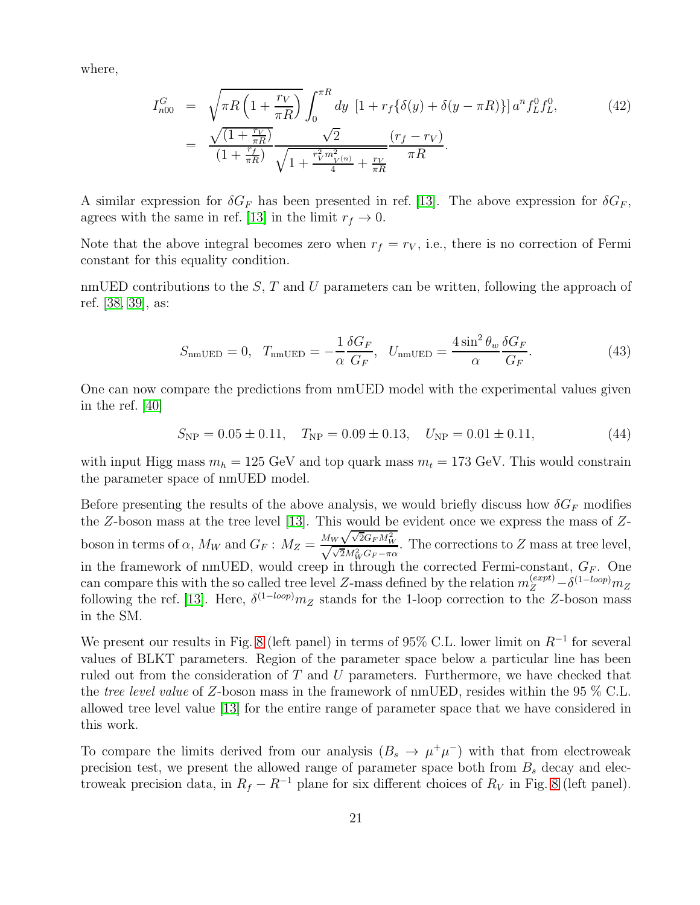where,

$$
\begin{aligned}
I^G_{n00} &= \sqrt{\pi R\left(1+\frac{r_V}{\pi R}\right)} \int_0^{\pi R} dy \; [1 + r_f\{\delta(y) + \delta(y-\pi R)\}] \, a^n f_L^0 f_L^0, \qquad (42) \\
&= \frac{\sqrt{(1+\frac{r_V}{\pi R})}}{(1+\frac{r_f}{\pi R})} \frac{\sqrt{2}}{\sqrt{1+\frac{r_V^2 m^2_{V^{(n)}}}{4}+\frac{r_V}{\pi R}}} \frac{(r_f - r_V)}{\pi R}.
\end{aligned}
$$

A similar expression for $\delta G_F$ has been presented in ref. [13]. The above expression for $\delta G_F$, agrees with the same in ref. [13] in the limit $r_f \to 0$.

Note that the above integral becomes zero when $r_f = r_V$, i.e., there is no correction of Fermi constant for this equality condition.

nmUED contributions to the $S$, $T$ and $U$ parameters can be written, following the approach of ref. [38, 39], as:

$$
S_{\rm nmUED} = 0, \quad T_{\rm nmUED} = -\frac{1}{\alpha}\frac{\delta G_F}{G_F}, \quad U_{\rm nmUED} = \frac{4\sin^2\theta_w}{\alpha}\frac{\delta G_F}{G_F}. \qquad (43)
$$

One can now compare the predictions from nmUED model with the experimental values given in the ref. [40]

$$
S_{\rm NP} = 0.05 \pm 0.11, \quad T_{\rm NP} = 0.09 \pm 0.13, \quad U_{\rm NP} = 0.01 \pm 0.11, \qquad (44)
$$

with input Higg mass $m_h = 125$ GeV and top quark mass $m_t = 173$ GeV. This would constrain the parameter space of nmUED model.

Before presenting the results of the above analysis, we would briefly discuss how $\delta G_F$ modifies the $Z$-boson mass at the tree level [13]. This would be evident once we express the mass of $Z$-boson in terms of $\alpha$, $M_W$ and $G_F$ : $M_Z = \frac{M_W\sqrt{\sqrt{2}G_F M_W^2}}{\sqrt{\sqrt{2}M_W^2 G_F - \pi\alpha}}$. The corrections to $Z$ mass at tree level, in the framework of nmUED, would creep in through the corrected Fermi-constant, $G_F$. One can compare this with the so called tree level $Z$-mass defined by the relation $m_Z^{(expt)} - \delta^{(1-loop)} m_Z$ following the ref. [13]. Here, $\delta^{(1-loop)} m_Z$ stands for the 1-loop correction to the $Z$-boson mass in the SM.

We present our results in Fig. 8 (left panel) in terms of 95% C.L. lower limit on $R^{-1}$ for several values of BLKT parameters. Region of the parameter space below a particular line has been ruled out from the consideration of $T$ and $U$ parameters. Furthermore, we have checked that the *tree level value* of $Z$-boson mass in the framework of nmUED, resides within the 95 % C.L. allowed tree level value [13] for the entire range of parameter space that we have considered in this work.

To compare the limits derived from our analysis ($B_s \to \mu^+\mu^-$) with that from electroweak precision test, we present the allowed range of parameter space both from $B_s$ decay and electroweak precision data, in $R_f - R^{-1}$ plane for six different choices of $R_V$ in Fig. 8 (left panel).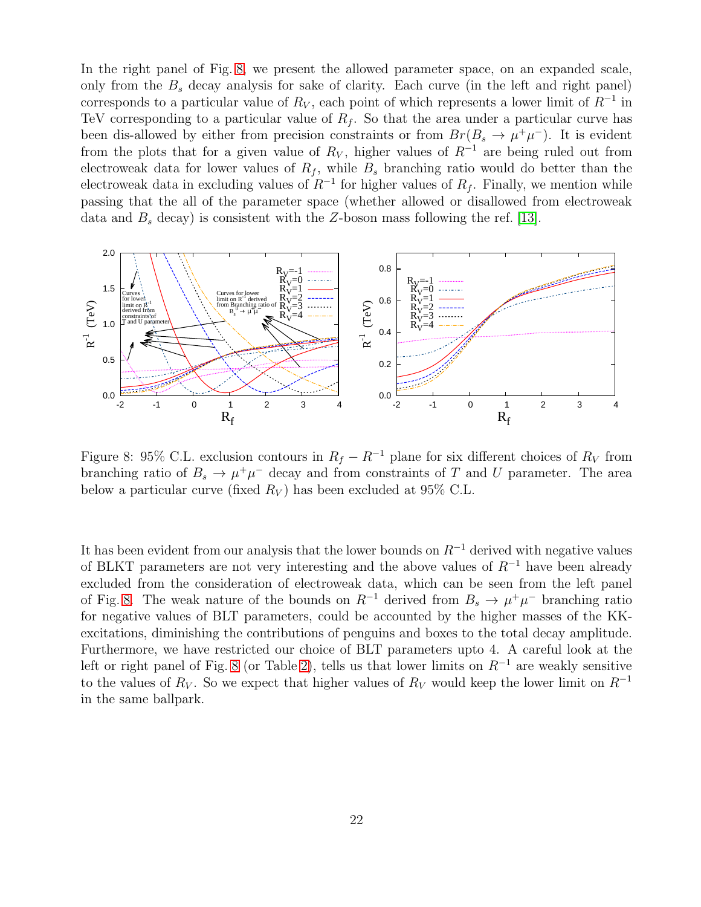In the right panel of Fig. 8, we present the allowed parameter space, on an expanded scale, only from the $B_s$ decay analysis for sake of clarity. Each curve (in the left and right panel) corresponds to a particular value of $R_V$, each point of which represents a lower limit of $R^{-1}$ in TeV corresponding to a particular value of $R_f$. So that the area under a particular curve has been dis-allowed by either from precision constraints or from $Br(B_s \to \mu^+\mu^-)$. It is evident from the plots that for a given value of $R_V$, higher values of $R^{-1}$ are being ruled out from electroweak data for lower values of $R_f$, while $B_s$ branching ratio would do better than the electroweak data in excluding values of $R^{-1}$ for higher values of $R_f$. Finally, we mention while passing that the all of the parameter space (whether allowed or disallowed from electroweak data and $B_s$ decay) is consistent with the $Z$-boson mass following the ref. [13].

Figure 8: 95% C.L. exclusion contours in $R_f - R^{-1}$ plane for six different choices of $R_V$ from branching ratio of $B_s \to \mu^+\mu^-$ decay and from constraints of $T$ and $U$ parameter. The area below a particular curve (fixed $R_V$) has been excluded at 95% C.L.

It has been evident from our analysis that the lower bounds on $R^{-1}$ derived with negative values of BLKT parameters are not very interesting and the above values of $R^{-1}$ have been already excluded from the consideration of electroweak data, which can be seen from the left panel of Fig. 8. The weak nature of the bounds on $R^{-1}$ derived from $B_s \to \mu^+\mu^-$ branching ratio for negative values of BLT parameters, could be accounted by the higher masses of the KK-excitations, diminishing the contributions of penguins and boxes to the total decay amplitude. Furthermore, we have restricted our choice of BLT parameters upto 4. A careful look at the left or right panel of Fig. 8 (or Table 2), tells us that lower limits on $R^{-1}$ are weakly sensitive to the values of $R_V$. So we expect that higher values of $R_V$ would keep the lower limit on $R^{-1}$ in the same ballpark.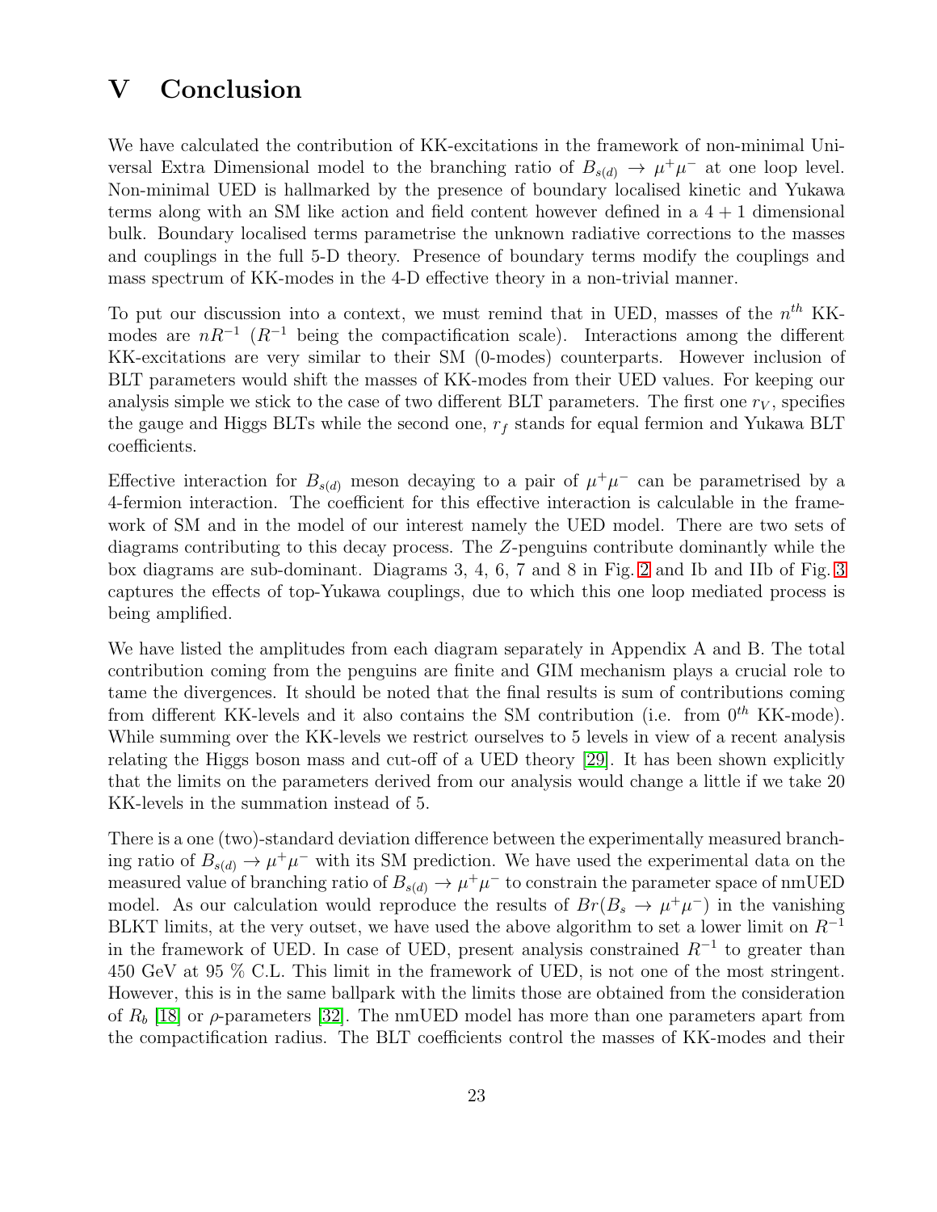# V Conclusion

We have calculated the contribution of KK-excitations in the framework of non-minimal Universal Extra Dimensional model to the branching ratio of $B_{s(d)} \to \mu^+\mu^-$ at one loop level. Non-minimal UED is hallmarked by the presence of boundary localised kinetic and Yukawa terms along with an SM like action and field content however defined in a $4+1$ dimensional bulk. Boundary localised terms parametrise the unknown radiative corrections to the masses and couplings in the full 5-D theory. Presence of boundary terms modify the couplings and mass spectrum of KK-modes in the 4-D effective theory in a non-trivial manner.

To put our discussion into a context, we must remind that in UED, masses of the $n^{th}$ KK-modes are $nR^{-1}$ ($R^{-1}$ being the compactification scale). Interactions among the different KK-excitations are very similar to their SM (0-modes) counterparts. However inclusion of BLT parameters would shift the masses of KK-modes from their UED values. For keeping our analysis simple we stick to the case of two different BLT parameters. The first one $r_V$, specifies the gauge and Higgs BLTs while the second one, $r_f$ stands for equal fermion and Yukawa BLT coefficients.

Effective interaction for $B_{s(d)}$ meson decaying to a pair of $\mu^+\mu^-$ can be parametrised by a 4-fermion interaction. The coefficient for this effective interaction is calculable in the framework of SM and in the model of our interest namely the UED model. There are two sets of diagrams contributing to this decay process. The $Z$-penguins contribute dominantly while the box diagrams are sub-dominant. Diagrams 3, 4, 6, 7 and 8 in Fig. 2 and Ib and IIb of Fig. 3 captures the effects of top-Yukawa couplings, due to which this one loop mediated process is being amplified.

We have listed the amplitudes from each diagram separately in Appendix A and B. The total contribution coming from the penguins are finite and GIM mechanism plays a crucial role to tame the divergences. It should be noted that the final results is sum of contributions coming from different KK-levels and it also contains the SM contribution (i.e. from $0^{th}$ KK-mode). While summing over the KK-levels we restrict ourselves to 5 levels in view of a recent analysis relating the Higgs boson mass and cut-off of a UED theory [29]. It has been shown explicitly that the limits on the parameters derived from our analysis would change a little if we take 20 KK-levels in the summation instead of 5.

There is a one (two)-standard deviation difference between the experimentally measured branching ratio of $B_{s(d)} \to \mu^+\mu^-$ with its SM prediction. We have used the experimental data on the measured value of branching ratio of $B_{s(d)} \to \mu^+\mu^-$ to constrain the parameter space of nmUED model. As our calculation would reproduce the results of $Br(B_s \to \mu^+\mu^-)$ in the vanishing BLKT limits, at the very outset, we have used the above algorithm to set a lower limit on $R^{-1}$ in the framework of UED. In case of UED, present analysis constrained $R^{-1}$ to greater than 450 GeV at 95 % C.L. This limit in the framework of UED, is not one of the most stringent. However, this is in the same ballpark with the limits those are obtained from the consideration of $R_b$ [18] or $\rho$-parameters [32]. The nmUED model has more than one parameters apart from the compactification radius. The BLT coefficients control the masses of KK-modes and their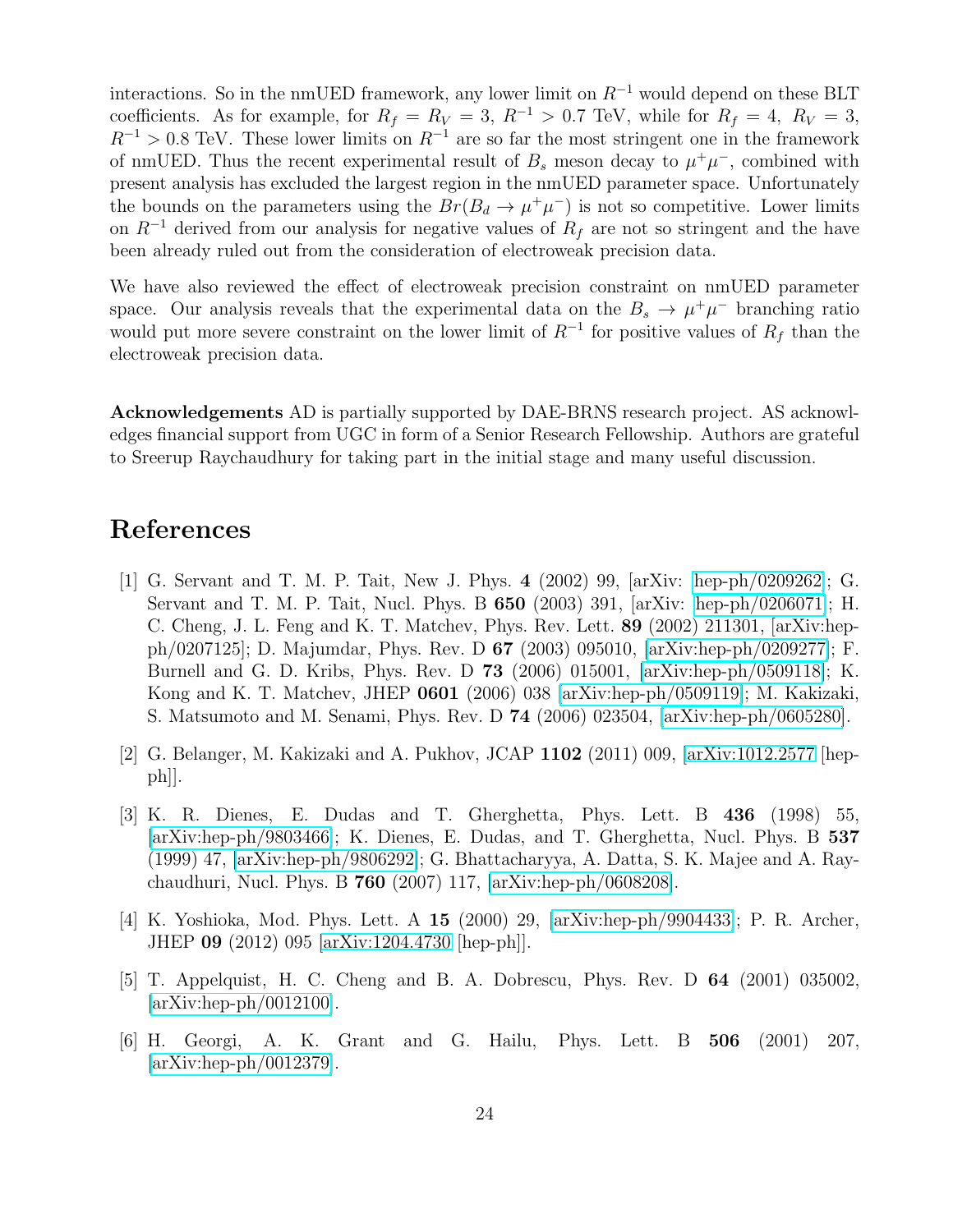interactions. So in the nmUED framework, any lower limit on $R^{-1}$ would depend on these BLT coefficients. As for example, for $R_f = R_V = 3$, $R^{-1} > 0.7$ TeV, while for $R_f = 4$, $R_V = 3$, $R^{-1} > 0.8$ TeV. These lower limits on $R^{-1}$ are so far the most stringent one in the framework of nmUED. Thus the recent experimental result of $B_s$ meson decay to $\mu^+\mu^-$, combined with present analysis has excluded the largest region in the nmUED parameter space. Unfortunately the bounds on the parameters using the $Br(B_d \to \mu^+\mu^-)$ is not so competitive. Lower limits on $R^{-1}$ derived from our analysis for negative values of $R_f$ are not so stringent and the have been already ruled out from the consideration of electroweak precision data.

We have also reviewed the effect of electroweak precision constraint on nmUED parameter space. Our analysis reveals that the experimental data on the $B_s \to \mu^+\mu^-$ branching ratio would put more severe constraint on the lower limit of $R^{-1}$ for positive values of $R_f$ than the electroweak precision data.

**Acknowledgements** AD is partially supported by DAE-BRNS research project. AS acknowledges financial support from UGC in form of a Senior Research Fellowship. Authors are grateful to Sreerup Raychaudhury for taking part in the initial stage and many useful discussion.

# References

[1] G. Servant and T. M. P. Tait, New J. Phys. **4** (2002) 99, [arXiv: hep-ph/0209262; G. Servant and T. M. P. Tait, Nucl. Phys. B **650** (2003) 391, [arXiv: hep-ph/0206071]; H. C. Cheng, J. L. Feng and K. T. Matchev, Phys. Rev. Lett. **89** (2002) 211301, [arXiv:hep-ph/0207125]; D. Majumdar, Phys. Rev. D **67** (2003) 095010, [arXiv:hep-ph/0209277]; F. Burnell and G. D. Kribs, Phys. Rev. D **73** (2006) 015001, [arXiv:hep-ph/0509118]; K. Kong and K. T. Matchev, JHEP **0601** (2006) 038 [arXiv:hep-ph/0509119]; M. Kakizaki, S. Matsumoto and M. Senami, Phys. Rev. D **74** (2006) 023504, [arXiv:hep-ph/0605280].

[2] G. Belanger, M. Kakizaki and A. Pukhov, JCAP **1102** (2011) 009, [arXiv:1012.2577 [hep-ph]].

[3] K. R. Dienes, E. Dudas and T. Gherghetta, Phys. Lett. B **436** (1998) 55, [arXiv:hep-ph/9803466]; K. Dienes, E. Dudas, and T. Gherghetta, Nucl. Phys. B **537** (1999) 47, [arXiv:hep-ph/9806292]; G. Bhattacharyya, A. Datta, S. K. Majee and A. Raychaudhuri, Nucl. Phys. B **760** (2007) 117, [arXiv:hep-ph/0608208].

[4] K. Yoshioka, Mod. Phys. Lett. A **15** (2000) 29, [arXiv:hep-ph/9904433]; P. R. Archer, JHEP **09** (2012) 095 [arXiv:1204.4730 [hep-ph]].

[5] T. Appelquist, H. C. Cheng and B. A. Dobrescu, Phys. Rev. D **64** (2001) 035002, [arXiv:hep-ph/0012100].

[6] H. Georgi, A. K. Grant and G. Hailu, Phys. Lett. B **506** (2001) 207, [arXiv:hep-ph/0012379].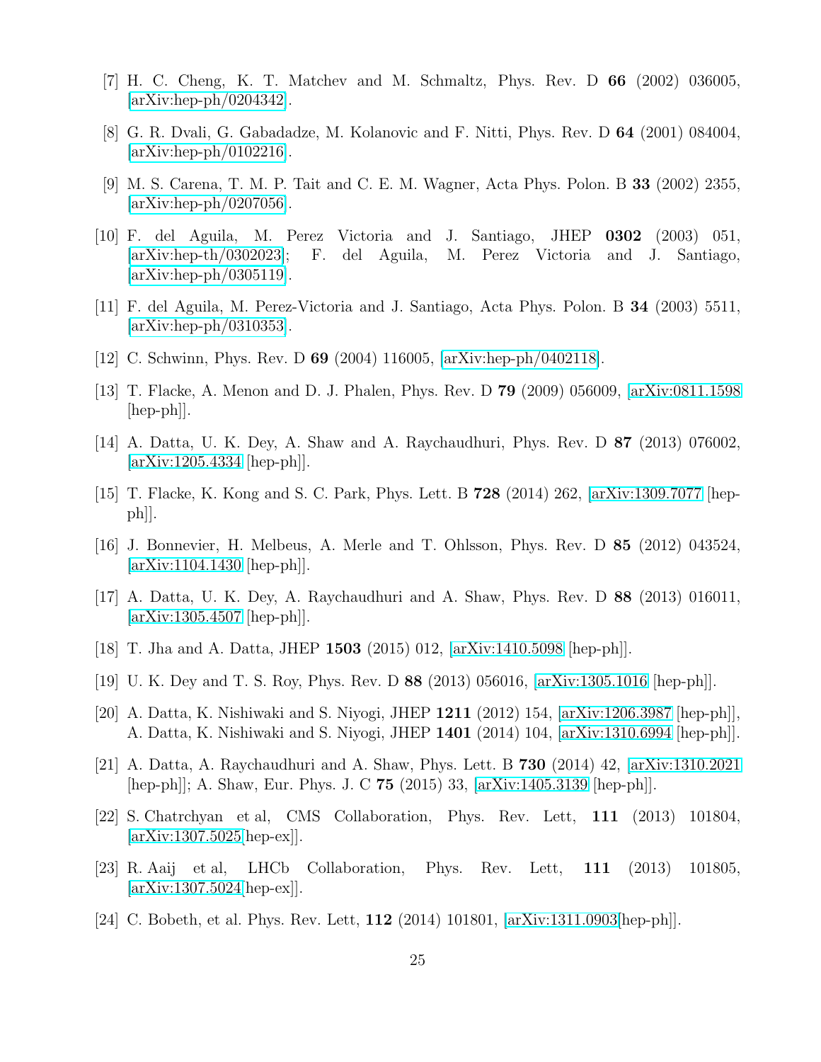[7] H. C. Cheng, K. T. Matchev and M. Schmaltz, Phys. Rev. D **66** (2002) 036005, [arXiv:hep-ph/0204342].

[8] G. R. Dvali, G. Gabadadze, M. Kolanovic and F. Nitti, Phys. Rev. D **64** (2001) 084004, [arXiv:hep-ph/0102216].

[9] M. S. Carena, T. M. P. Tait and C. E. M. Wagner, Acta Phys. Polon. B **33** (2002) 2355, [arXiv:hep-ph/0207056].

[10] F. del Aguila, M. Perez Victoria and J. Santiago, JHEP **0302** (2003) 051, [arXiv:hep-th/0302023]; F. del Aguila, M. Perez Victoria and J. Santiago, [arXiv:hep-ph/0305119].

[11] F. del Aguila, M. Perez-Victoria and J. Santiago, Acta Phys. Polon. B **34** (2003) 5511, [arXiv:hep-ph/0310353].

[12] C. Schwinn, Phys. Rev. D **69** (2004) 116005, [arXiv:hep-ph/0402118].

[13] T. Flacke, A. Menon and D. J. Phalen, Phys. Rev. D **79** (2009) 056009, [arXiv:0811.1598 [hep-ph]].

[14] A. Datta, U. K. Dey, A. Shaw and A. Raychaudhuri, Phys. Rev. D **87** (2013) 076002, [arXiv:1205.4334 [hep-ph]].

[15] T. Flacke, K. Kong and S. C. Park, Phys. Lett. B **728** (2014) 262, [arXiv:1309.7077 [hep-ph]].

[16] J. Bonnevier, H. Melbeus, A. Merle and T. Ohlsson, Phys. Rev. D **85** (2012) 043524, [arXiv:1104.1430 [hep-ph]].

[17] A. Datta, U. K. Dey, A. Raychaudhuri and A. Shaw, Phys. Rev. D **88** (2013) 016011, [arXiv:1305.4507 [hep-ph]].

[18] T. Jha and A. Datta, JHEP **1503** (2015) 012, [arXiv:1410.5098 [hep-ph]].

[19] U. K. Dey and T. S. Roy, Phys. Rev. D **88** (2013) 056016, [arXiv:1305.1016 [hep-ph]].

[20] A. Datta, K. Nishiwaki and S. Niyogi, JHEP **1211** (2012) 154, [arXiv:1206.3987 [hep-ph]], A. Datta, K. Nishiwaki and S. Niyogi, JHEP **1401** (2014) 104, [arXiv:1310.6994 [hep-ph]].

[21] A. Datta, A. Raychaudhuri and A. Shaw, Phys. Lett. B **730** (2014) 42, [arXiv:1310.2021 [hep-ph]]; A. Shaw, Eur. Phys. J. C **75** (2015) 33, [arXiv:1405.3139 [hep-ph]].

[22] S. Chatrchyan et al, CMS Collaboration, Phys. Rev. Lett, **111** (2013) 101804, [arXiv:1307.5025[hep-ex]].

[23] R. Aaij et al, LHCb Collaboration, Phys. Rev. Lett, **111** (2013) 101805, [arXiv:1307.5024[hep-ex]].

[24] C. Bobeth, et al. Phys. Rev. Lett, **112** (2014) 101801, [arXiv:1311.0903[hep-ph]].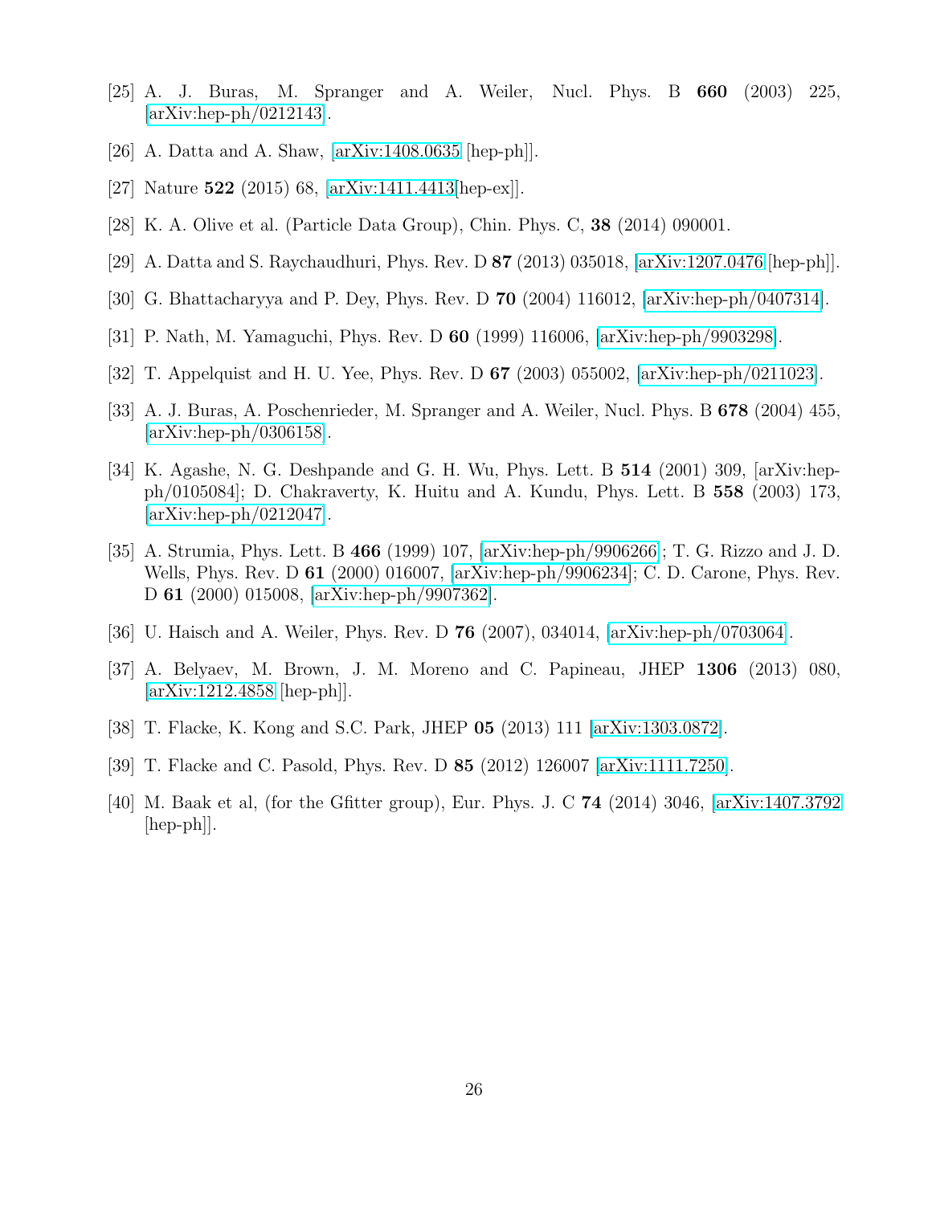[25] A. J. Buras, M. Spranger and A. Weiler, Nucl. Phys. B **660** (2003) 225, [arXiv:hep-ph/0212143].

[26] A. Datta and A. Shaw, [arXiv:1408.0635 [hep-ph]].

[27] Nature **522** (2015) 68, [arXiv:1411.4413[hep-ex]].

[28] K. A. Olive et al. (Particle Data Group), Chin. Phys. C, **38** (2014) 090001.

[29] A. Datta and S. Raychaudhuri, Phys. Rev. D **87** (2013) 035018, [arXiv:1207.0476 [hep-ph]].

[30] G. Bhattacharyya and P. Dey, Phys. Rev. D **70** (2004) 116012, [arXiv:hep-ph/0407314].

[31] P. Nath, M. Yamaguchi, Phys. Rev. D **60** (1999) 116006, [arXiv:hep-ph/9903298].

[32] T. Appelquist and H. U. Yee, Phys. Rev. D **67** (2003) 055002, [arXiv:hep-ph/0211023].

[33] A. J. Buras, A. Poschenrieder, M. Spranger and A. Weiler, Nucl. Phys. B **678** (2004) 455, [arXiv:hep-ph/0306158].

[34] K. Agashe, N. G. Deshpande and G. H. Wu, Phys. Lett. B **514** (2001) 309, [arXiv:hep-ph/0105084]; D. Chakraverty, K. Huitu and A. Kundu, Phys. Lett. B **558** (2003) 173, [arXiv:hep-ph/0212047].

[35] A. Strumia, Phys. Lett. B **466** (1999) 107, [arXiv:hep-ph/9906266]; T. G. Rizzo and J. D. Wells, Phys. Rev. D **61** (2000) 016007, [arXiv:hep-ph/9906234]; C. D. Carone, Phys. Rev. D **61** (2000) 015008, [arXiv:hep-ph/9907362].

[36] U. Haisch and A. Weiler, Phys. Rev. D **76** (2007), 034014, [arXiv:hep-ph/0703064].

[37] A. Belyaev, M. Brown, J. M. Moreno and C. Papineau, JHEP **1306** (2013) 080, [arXiv:1212.4858 [hep-ph]].

[38] T. Flacke, K. Kong and S.C. Park, JHEP **05** (2013) 111 [arXiv:1303.0872].

[39] T. Flacke and C. Pasold, Phys. Rev. D **85** (2012) 126007 [arXiv:1111.7250].

[40] M. Baak et al, (for the Gfitter group), Eur. Phys. J. C **74** (2014) 3046, [arXiv:1407.3792 [hep-ph]].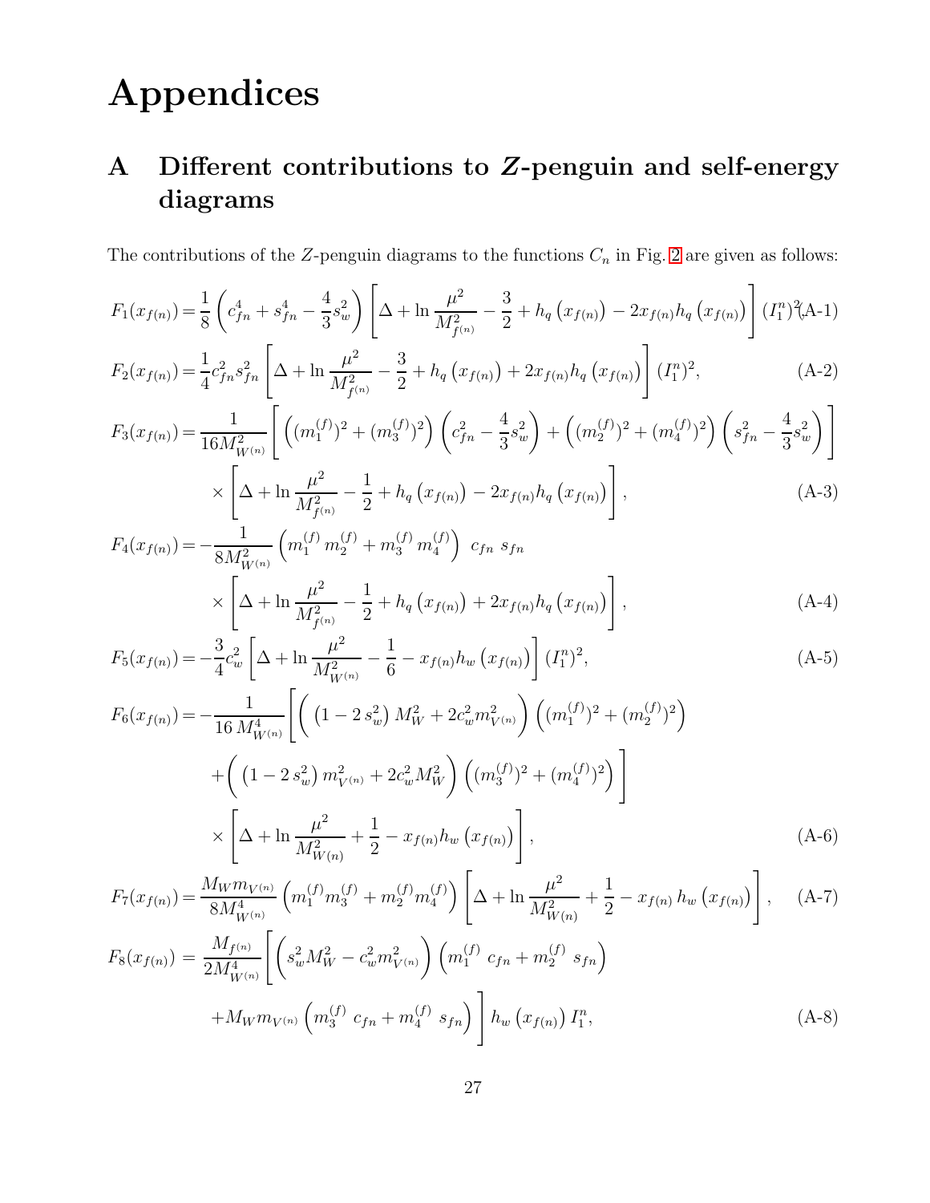# Appendices

## A Different contributions to $Z$-penguin and self-energy diagrams

The contributions of the $Z$-penguin diagrams to the functions $C_n$ in Fig. 2 are given as follows:

$$F_1(x_{f(n)}) = \frac{1}{8}\left(c_{fn}^4 + s_{fn}^4 - \frac{4}{3}s_w^2\right)\left[\Delta + \ln\frac{\mu^2}{M_{f^{(n)}}^2} - \frac{3}{2} + h_q\left(x_{f(n)}\right) - 2x_{f(n)}h_q\left(x_{f(n)}\right)\right](I_1^n)^2, \tag{A-1}$$

$$F_2(x_{f(n)}) = \frac{1}{4}c_{fn}^2 s_{fn}^2\left[\Delta + \ln\frac{\mu^2}{M_{f^{(n)}}^2} - \frac{3}{2} + h_q\left(x_{f(n)}\right) + 2x_{f(n)}h_q\left(x_{f(n)}\right)\right](I_1^n)^2, \tag{A-2}$$

$$\begin{aligned} F_3(x_{f(n)}) = &\frac{1}{16M_{W^{(n)}}^2}\left[\left((m_1^{(f)})^2 + (m_3^{(f)})^2\right)\left(c_{fn}^2 - \frac{4}{3}s_w^2\right) + \left((m_2^{(f)})^2 + (m_4^{(f)})^2\right)\left(s_{fn}^2 - \frac{4}{3}s_w^2\right)\right] \\ &\times\left[\Delta + \ln\frac{\mu^2}{M_{f^{(n)}}^2} - \frac{1}{2} + h_q\left(x_{f(n)}\right) - 2x_{f(n)}h_q\left(x_{f(n)}\right)\right], \end{aligned} \tag{A-3}$$

$$\begin{aligned} F_4(x_{f(n)}) = &-\frac{1}{8M_{W^{(n)}}^2}\left(m_1^{(f)}m_2^{(f)} + m_3^{(f)}m_4^{(f)}\right)\ c_{fn}\ s_{fn} \\ &\times\left[\Delta + \ln\frac{\mu^2}{M_{f^{(n)}}^2} - \frac{1}{2} + h_q\left(x_{f(n)}\right) + 2x_{f(n)}h_q\left(x_{f(n)}\right)\right], \end{aligned} \tag{A-4}$$

$$F_5(x_{f(n)}) = -\frac{3}{4}c_w^2\left[\Delta + \ln\frac{\mu^2}{M_{W^{(n)}}^2} - \frac{1}{6} - x_{f(n)}h_w\left(x_{f(n)}\right)\right](I_1^n)^2, \tag{A-5}$$

$$\begin{aligned} F_6(x_{f(n)}) = &-\frac{1}{16\,M_{W^{(n)}}^4}\Bigg[\left(\left(1 - 2\,s_w^2\right)M_W^2 + 2c_w^2 m_{V^{(n)}}^2\right)\left((m_1^{(f)})^2 + (m_2^{(f)})^2\right) \\ &+\left(\left(1 - 2\,s_w^2\right)m_{V^{(n)}}^2 + 2c_w^2 M_W^2\right)\left((m_3^{(f)})^2 + (m_4^{(f)})^2\right)\Bigg] \\ &\times\left[\Delta + \ln\frac{\mu^2}{M_{W(n)}^2} + \frac{1}{2} - x_{f(n)}h_w\left(x_{f(n)}\right)\right], \end{aligned} \tag{A-6}$$

$$F_7(x_{f(n)}) = \frac{M_W m_{V^{(n)}}}{8M_{W^{(n)}}^4}\left(m_1^{(f)}m_3^{(f)} + m_2^{(f)}m_4^{(f)}\right)\left[\Delta + \ln\frac{\mu^2}{M_{W(n)}^2} + \frac{1}{2} - x_{f(n)}\,h_w\left(x_{f(n)}\right)\right], \tag{A-7}$$

$$\begin{aligned} F_8(x_{f(n)}) = &\frac{M_{f^{(n)}}}{2M_{W^{(n)}}^4}\Bigg[\left(s_w^2 M_W^2 - c_w^2 m_{V^{(n)}}^2\right)\left(m_1^{(f)}\ c_{fn} + m_2^{(f)}\ s_{fn}\right) \\ &+M_W m_{V^{(n)}}\left(m_3^{(f)}\ c_{fn} + m_4^{(f)}\ s_{fn}\right)\Bigg]h_w\left(x_{f(n)}\right)I_1^n, \end{aligned} \tag{A-8}$$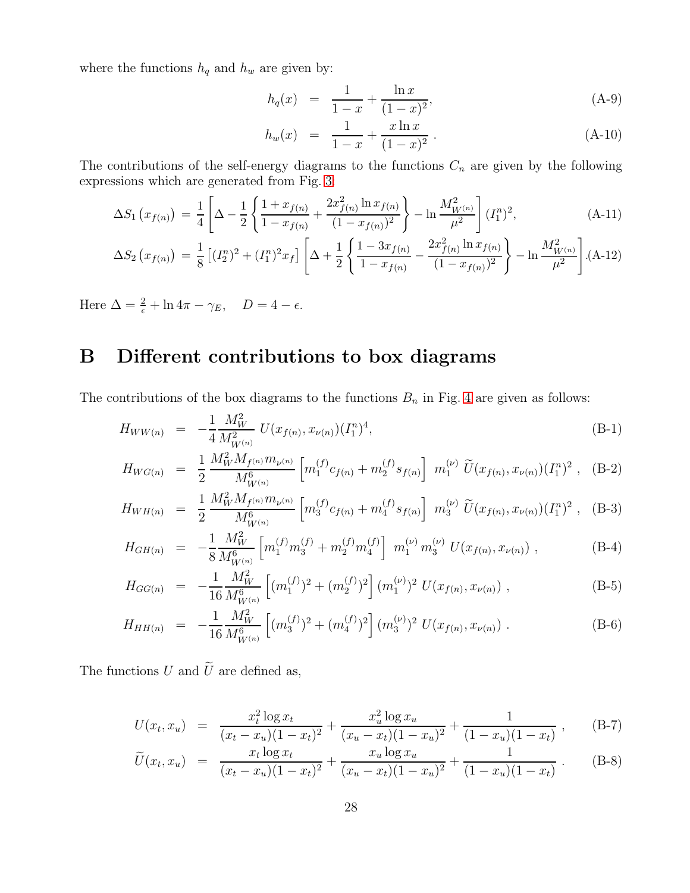where the functions $h_q$ and $h_w$ are given by:

$$h_q(x) = \frac{1}{1-x} + \frac{\ln x}{(1-x)^2}, \tag{A-9}$$

$$h_w(x) = \frac{1}{1-x} + \frac{x \ln x}{(1-x)^2} . \tag{A-10}$$

The contributions of the self-energy diagrams to the functions $C_n$ are given by the following expressions which are generated from Fig. 3:

$$\Delta S_1\left(x_{f(n)}\right) = \frac{1}{4}\left[\Delta - \frac{1}{2}\left\{\frac{1+x_{f(n)}}{1-x_{f(n)}} + \frac{2x_{f(n)}^2 \ln x_{f(n)}}{(1-x_{f(n)})^2}\right\} - \ln\frac{M_{W^{(n)}}^2}{\mu^2}\right](I_1^n)^2, \tag{A-11}$$

$$\Delta S_2\left(x_{f(n)}\right) = \frac{1}{8}\left[(I_2^n)^2 + (I_1^n)^2 x_f\right]\left[\Delta + \frac{1}{2}\left\{\frac{1-3x_{f(n)}}{1-x_{f(n)}} - \frac{2x_{f(n)}^2 \ln x_{f(n)}}{(1-x_{f(n)})^2}\right\} - \ln\frac{M_{W^{(n)}}^2}{\mu^2}\right]. \tag{A-12}$$

Here $\Delta = \frac{2}{\epsilon} + \ln 4\pi - \gamma_E, \quad D = 4 - \epsilon$.

# B Different contributions to box diagrams

The contributions of the box diagrams to the functions $B_n$ in Fig. 4 are given as follows:

$$H_{WW(n)} = -\frac{1}{4}\frac{M_W^2}{M_{W^{(n)}}^2}\, U(x_{f(n)}, x_{\nu(n)})(I_1^n)^4, \tag{B-1}$$

$$H_{WG(n)} = \frac{1}{2}\frac{M_W^2 M_{f^{(n)}} m_{\nu^{(n)}}}{M_{W^{(n)}}^6}\left[m_1^{(f)} c_{f(n)} + m_2^{(f)} s_{f(n)}\right]\; m_1^{(\nu)}\, \widetilde{U}(x_{f(n)}, x_{\nu(n)})(I_1^n)^2 , \tag{B-2}$$

$$H_{WH(n)} = \frac{1}{2}\frac{M_W^2 M_{f^{(n)}} m_{\nu^{(n)}}}{M_{W^{(n)}}^6}\left[m_3^{(f)} c_{f(n)} + m_4^{(f)} s_{f(n)}\right]\; m_3^{(\nu)}\, \widetilde{U}(x_{f(n)}, x_{\nu(n)})(I_1^n)^2 , \tag{B-3}$$

$$H_{GH(n)} = -\frac{1}{8}\frac{M_W^2}{M_{W^{(n)}}^6}\left[m_1^{(f)} m_3^{(f)} + m_2^{(f)} m_4^{(f)}\right]\; m_1^{(\nu)}\, m_3^{(\nu)}\, U(x_{f(n)}, x_{\nu(n)}) , \tag{B-4}$$

$$H_{GG(n)} = -\frac{1}{16}\frac{M_W^2}{M_{W^{(n)}}^6}\left[(m_1^{(f)})^2 + (m_2^{(f)})^2\right](m_1^{(\nu)})^2\, U(x_{f(n)}, x_{\nu(n)}) , \tag{B-5}$$

$$H_{HH(n)} = -\frac{1}{16}\frac{M_W^2}{M_{W^{(n)}}^6}\left[(m_3^{(f)})^2 + (m_4^{(f)})^2\right](m_3^{(\nu)})^2\, U(x_{f(n)}, x_{\nu(n)}) . \tag{B-6}$$

The functions $U$ and $\widetilde{U}$ are defined as,

$$U(x_t, x_u) = \frac{x_t^2 \log x_t}{(x_t - x_u)(1-x_t)^2} + \frac{x_u^2 \log x_u}{(x_u - x_t)(1-x_u)^2} + \frac{1}{(1-x_u)(1-x_t)} , \tag{B-7}$$

$$\widetilde{U}(x_t, x_u) = \frac{x_t \log x_t}{(x_t - x_u)(1-x_t)^2} + \frac{x_u \log x_u}{(x_u - x_t)(1-x_u)^2} + \frac{1}{(1-x_u)(1-x_t)} . \tag{B-8}$$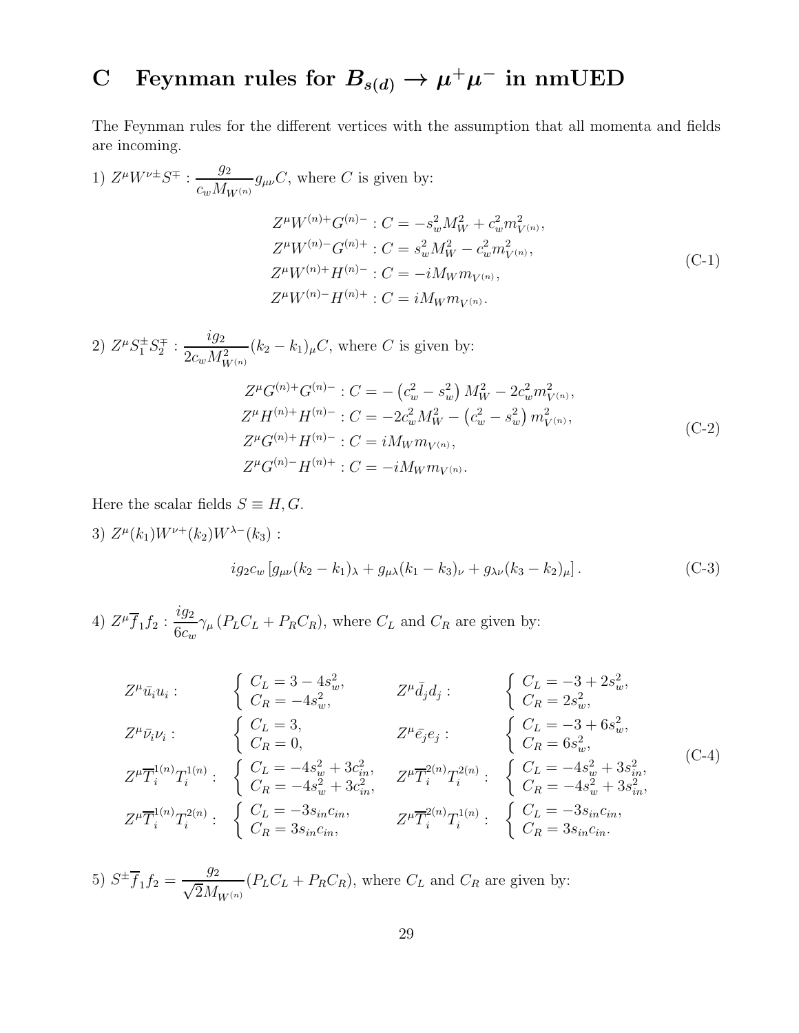# C Feynman rules for $B_{s(d)} \to \mu^+\mu^-$ in nmUED

The Feynman rules for the different vertices with the assumption that all momenta and fields are incoming.

1) $Z^\mu W^{\nu\pm} S^\mp : \dfrac{g_2}{c_w M_{W^{(n)}}} g_{\mu\nu} C$, where $C$ is given by:

$$
\begin{aligned}
Z^\mu W^{(n)+} G^{(n)-} &: C = -s_w^2 M_W^2 + c_w^2 m_{V^{(n)}}^2, \\
Z^\mu W^{(n)-} G^{(n)+} &: C = s_w^2 M_W^2 - c_w^2 m_{V^{(n)}}^2, \\
Z^\mu W^{(n)+} H^{(n)-} &: C = -i M_W m_{V^{(n)}}, \\
Z^\mu W^{(n)-} H^{(n)+} &: C = i M_W m_{V^{(n)}}.
\end{aligned}
\tag{C-1}
$$

2) $Z^\mu S_1^\pm S_2^\mp : \dfrac{i g_2}{2 c_w M_{W^{(n)}}^2} (k_2 - k_1)_\mu C$, where $C$ is given by:

$$
\begin{aligned}
Z^\mu G^{(n)+} G^{(n)-} &: C = -\left(c_w^2 - s_w^2\right) M_W^2 - 2 c_w^2 m_{V^{(n)}}^2, \\
Z^\mu H^{(n)+} H^{(n)-} &: C = -2 c_w^2 M_W^2 - \left(c_w^2 - s_w^2\right) m_{V^{(n)}}^2, \\
Z^\mu G^{(n)+} H^{(n)-} &: C = i M_W m_{V^{(n)}}, \\
Z^\mu G^{(n)-} H^{(n)+} &: C = -i M_W m_{V^{(n)}}.
\end{aligned}
\tag{C-2}
$$

Here the scalar fields $S \equiv H, G$.

3) $Z^\mu(k_1) W^{\nu+}(k_2) W^{\lambda-}(k_3)$ :

$$
i g_2 c_w \left[ g_{\mu\nu}(k_2 - k_1)_\lambda + g_{\mu\lambda}(k_1 - k_3)_\nu + g_{\lambda\nu}(k_3 - k_2)_\mu \right].
\tag{C-3}
$$

4) $Z^\mu \overline{f}_1 f_2 : \dfrac{i g_2}{6 c_w} \gamma_\mu \left(P_L C_L + P_R C_R\right)$, where $C_L$ and $C_R$ are given by:

$$
\begin{aligned}
&Z^\mu \bar{u}_i u_i : && \begin{cases} C_L = 3 - 4 s_w^2, \\ C_R = -4 s_w^2, \end{cases} && Z^\mu \bar{d}_j d_j : && \begin{cases} C_L = -3 + 2 s_w^2, \\ C_R = 2 s_w^2, \end{cases} \\
&Z^\mu \bar{\nu}_i \nu_i : && \begin{cases} C_L = 3, \\ C_R = 0, \end{cases} && Z^\mu \bar{e}_j e_j : && \begin{cases} C_L = -3 + 6 s_w^2, \\ C_R = 6 s_w^2, \end{cases} \\
&Z^\mu \overline{T}_i^{1(n)} T_i^{1(n)} : && \begin{cases} C_L = -4 s_w^2 + 3 c_{in}^2, \\ C_R = -4 s_w^2 + 3 c_{in}^2, \end{cases} && Z^\mu \overline{T}_i^{2(n)} T_i^{2(n)} : && \begin{cases} C_L = -4 s_w^2 + 3 s_{in}^2, \\ C_R = -4 s_w^2 + 3 s_{in}^2, \end{cases} \\
&Z^\mu \overline{T}_i^{1(n)} T_i^{2(n)} : && \begin{cases} C_L = -3 s_{in} c_{in}, \\ C_R = 3 s_{in} c_{in}, \end{cases} && Z^\mu \overline{T}_i^{2(n)} T_i^{1(n)} : && \begin{cases} C_L = -3 s_{in} c_{in}, \\ C_R = 3 s_{in} c_{in}. \end{cases}
\end{aligned}
\tag{C-4}
$$

5) $S^\pm \overline{f}_1 f_2 = \dfrac{g_2}{\sqrt{2} M_{W^{(n)}}} (P_L C_L + P_R C_R)$, where $C_L$ and $C_R$ are given by: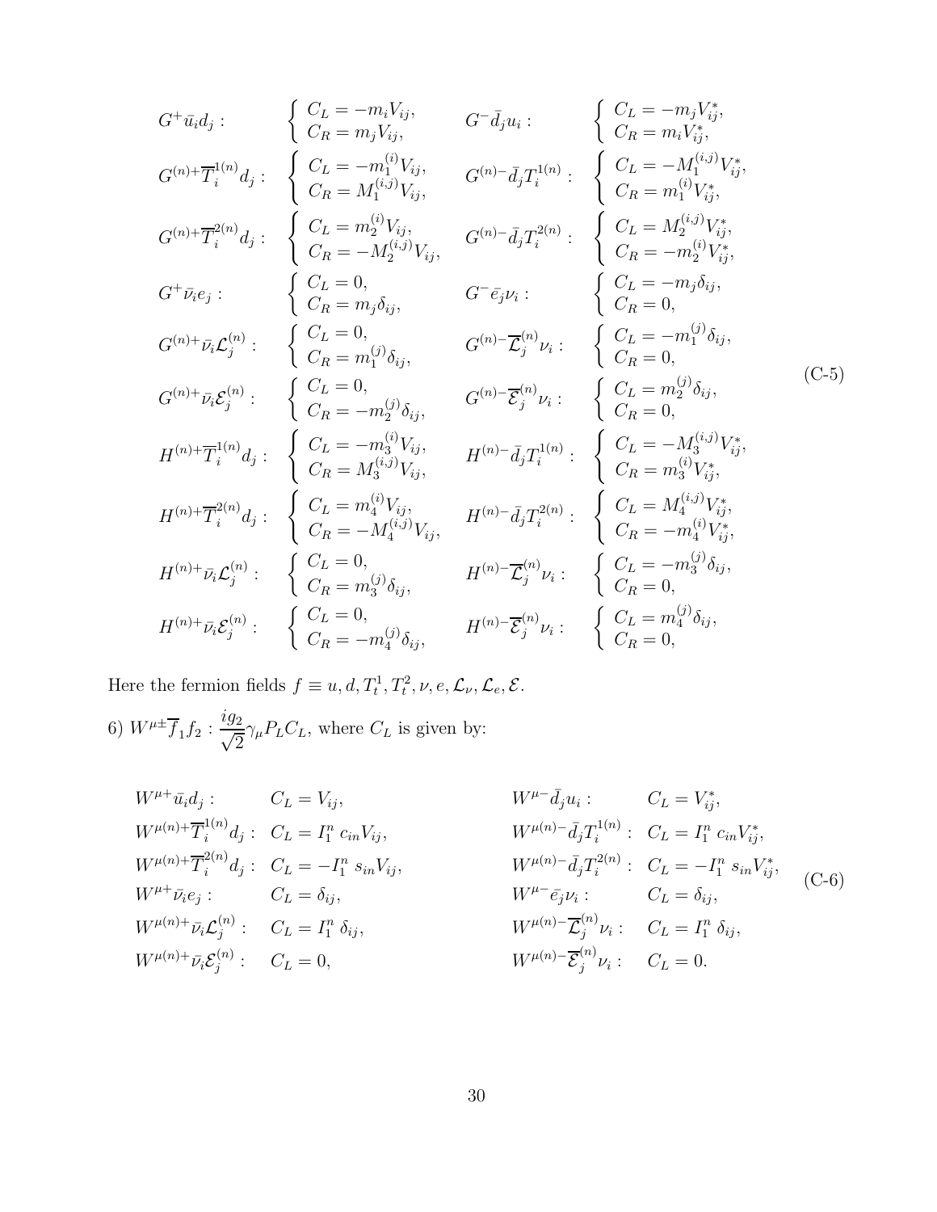$$
\begin{array}{llll}
G^{+}\bar{u}_i d_j: & \left\{\begin{array}{l} C_L = -m_i V_{ij}, \\ C_R = m_j V_{ij}, \end{array}\right. & G^{-}\bar{d}_j u_i: & \left\{\begin{array}{l} C_L = -m_j V_{ij}^*, \\ C_R = m_i V_{ij}^*, \end{array}\right. \\
G^{(n)+}\overline{T}_i^{1(n)} d_j: & \left\{\begin{array}{l} C_L = -m_1^{(i)} V_{ij}, \\ C_R = M_1^{(i,j)} V_{ij}, \end{array}\right. & G^{(n)-}\bar{d}_j T_i^{1(n)}: & \left\{\begin{array}{l} C_L = -M_1^{(i,j)} V_{ij}^*, \\ C_R = m_1^{(i)} V_{ij}^*, \end{array}\right. \\
G^{(n)+}\overline{T}_i^{2(n)} d_j: & \left\{\begin{array}{l} C_L = m_2^{(i)} V_{ij}, \\ C_R = -M_2^{(i,j)} V_{ij}, \end{array}\right. & G^{(n)-}\bar{d}_j T_i^{2(n)}: & \left\{\begin{array}{l} C_L = M_2^{(i,j)} V_{ij}^*, \\ C_R = -m_2^{(i)} V_{ij}^*, \end{array}\right. \\
G^{+}\bar{\nu}_i e_j: & \left\{\begin{array}{l} C_L = 0, \\ C_R = m_j \delta_{ij}, \end{array}\right. & G^{-}\bar{e}_j \nu_i: & \left\{\begin{array}{l} C_L = -m_j \delta_{ij}, \\ C_R = 0, \end{array}\right. \\
G^{(n)+}\bar{\nu}_i \mathcal{L}_j^{(n)}: & \left\{\begin{array}{l} C_L = 0, \\ C_R = m_1^{(j)} \delta_{ij}, \end{array}\right. & G^{(n)-}\overline{\mathcal{L}}_j^{(n)} \nu_i: & \left\{\begin{array}{l} C_L = -m_1^{(j)} \delta_{ij}, \\ C_R = 0, \end{array}\right. \\
G^{(n)+}\bar{\nu}_i \mathcal{E}_j^{(n)}: & \left\{\begin{array}{l} C_L = 0, \\ C_R = -m_2^{(j)} \delta_{ij}, \end{array}\right. & G^{(n)-}\overline{\mathcal{E}}_j^{(n)} \nu_i: & \left\{\begin{array}{l} C_L = m_2^{(j)} \delta_{ij}, \\ C_R = 0, \end{array}\right. \\
H^{(n)+}\overline{T}_i^{1(n)} d_j: & \left\{\begin{array}{l} C_L = -m_3^{(i)} V_{ij}, \\ C_R = M_3^{(i,j)} V_{ij}, \end{array}\right. & H^{(n)-}\bar{d}_j T_i^{1(n)}: & \left\{\begin{array}{l} C_L = -M_3^{(i,j)} V_{ij}^*, \\ C_R = m_3^{(i)} V_{ij}^*, \end{array}\right. \\
H^{(n)+}\overline{T}_i^{2(n)} d_j: & \left\{\begin{array}{l} C_L = m_4^{(i)} V_{ij}, \\ C_R = -M_4^{(i,j)} V_{ij}, \end{array}\right. & H^{(n)-}\bar{d}_j T_i^{2(n)}: & \left\{\begin{array}{l} C_L = M_4^{(i,j)} V_{ij}^*, \\ C_R = -m_4^{(i)} V_{ij}^*, \end{array}\right. \\
H^{(n)+}\bar{\nu}_i \mathcal{L}_j^{(n)}: & \left\{\begin{array}{l} C_L = 0, \\ C_R = m_3^{(j)} \delta_{ij}, \end{array}\right. & H^{(n)-}\overline{\mathcal{L}}_j^{(n)} \nu_i: & \left\{\begin{array}{l} C_L = -m_3^{(j)} \delta_{ij}, \\ C_R = 0, \end{array}\right. \\
H^{(n)+}\bar{\nu}_i \mathcal{E}_j^{(n)}: & \left\{\begin{array}{l} C_L = 0, \\ C_R = -m_4^{(j)} \delta_{ij}, \end{array}\right. & H^{(n)-}\overline{\mathcal{E}}_j^{(n)} \nu_i: & \left\{\begin{array}{l} C_L = m_4^{(j)} \delta_{ij}, \\ C_R = 0, \end{array}\right.
\end{array}
\tag{C-5}
$$

Here the fermion fields $f \equiv u, d, T_t^1, T_t^2, \nu, e, \mathcal{L}_\nu, \mathcal{L}_e, \mathcal{E}$.

6) $W^{\mu\pm}\overline{f}_1 f_2 : \dfrac{ig_2}{\sqrt{2}}\gamma_\mu P_L C_L$, where $C_L$ is given by:

$$
\begin{array}{llll}
W^{\mu+}\bar{u}_i d_j: & C_L = V_{ij}, & W^{\mu-}\bar{d}_j u_i: & C_L = V_{ij}^*, \\
W^{\mu(n)+}\overline{T}_i^{1(n)} d_j: & C_L = I_1^n \; c_{in} V_{ij}, & W^{\mu(n)-}\bar{d}_j T_i^{1(n)}: & C_L = I_1^n \; c_{in} V_{ij}^*, \\
W^{\mu(n)+}\overline{T}_i^{2(n)} d_j: & C_L = -I_1^n \; s_{in} V_{ij}, & W^{\mu(n)-}\bar{d}_j T_i^{2(n)}: & C_L = -I_1^n \; s_{in} V_{ij}^*, \\
W^{\mu+}\bar{\nu}_i e_j: & C_L = \delta_{ij}, & W^{\mu-}\bar{e}_j \nu_i: & C_L = \delta_{ij}, \\
W^{\mu(n)+}\bar{\nu}_i \mathcal{L}_j^{(n)}: & C_L = I_1^n \; \delta_{ij}, & W^{\mu(n)-}\overline{\mathcal{L}}_j^{(n)} \nu_i: & C_L = I_1^n \; \delta_{ij}, \\
W^{\mu(n)+}\bar{\nu}_i \mathcal{E}_j^{(n)}: & C_L = 0, & W^{\mu(n)-}\overline{\mathcal{E}}_j^{(n)} \nu_i: & C_L = 0.
\end{array}
\tag{C-6}
$$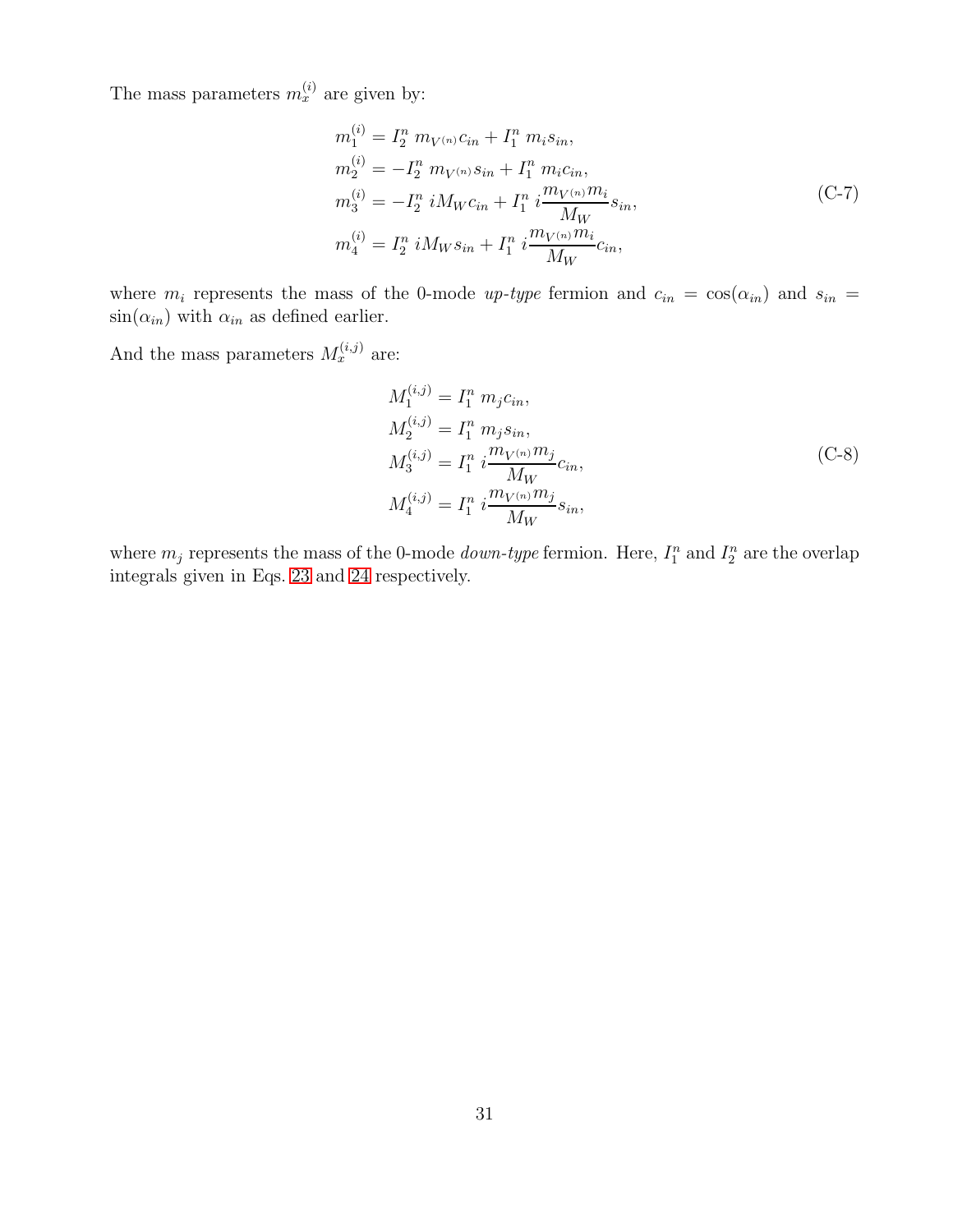The mass parameters $m_x^{(i)}$ are given by:

$$
\begin{aligned}
m_1^{(i)} &= I_2^n \; m_{V^{(n)}} c_{in} + I_1^n \; m_i s_{in}, \\
m_2^{(i)} &= -I_2^n \; m_{V^{(n)}} s_{in} + I_1^n \; m_i c_{in}, \\
m_3^{(i)} &= -I_2^n \; i M_W c_{in} + I_1^n \; i \frac{m_{V^{(n)}} m_i}{M_W} s_{in}, \\
m_4^{(i)} &= I_2^n \; i M_W s_{in} + I_1^n \; i \frac{m_{V^{(n)}} m_i}{M_W} c_{in},
\end{aligned}
\tag{C-7}
$$

where $m_i$ represents the mass of the 0-mode *up-type* fermion and $c_{in} = \cos(\alpha_{in})$ and $s_{in} = \sin(\alpha_{in})$ with $\alpha_{in}$ as defined earlier.

And the mass parameters $M_x^{(i,j)}$ are:

$$
\begin{aligned}
M_1^{(i,j)} &= I_1^n \; m_j c_{in}, \\
M_2^{(i,j)} &= I_1^n \; m_j s_{in}, \\
M_3^{(i,j)} &= I_1^n \; i \frac{m_{V^{(n)}} m_j}{M_W} c_{in}, \\
M_4^{(i,j)} &= I_1^n \; i \frac{m_{V^{(n)}} m_j}{M_W} s_{in},
\end{aligned}
\tag{C-8}
$$

where $m_j$ represents the mass of the 0-mode *down-type* fermion. Here, $I_1^n$ and $I_2^n$ are the overlap integrals given in Eqs. 23 and 24 respectively.